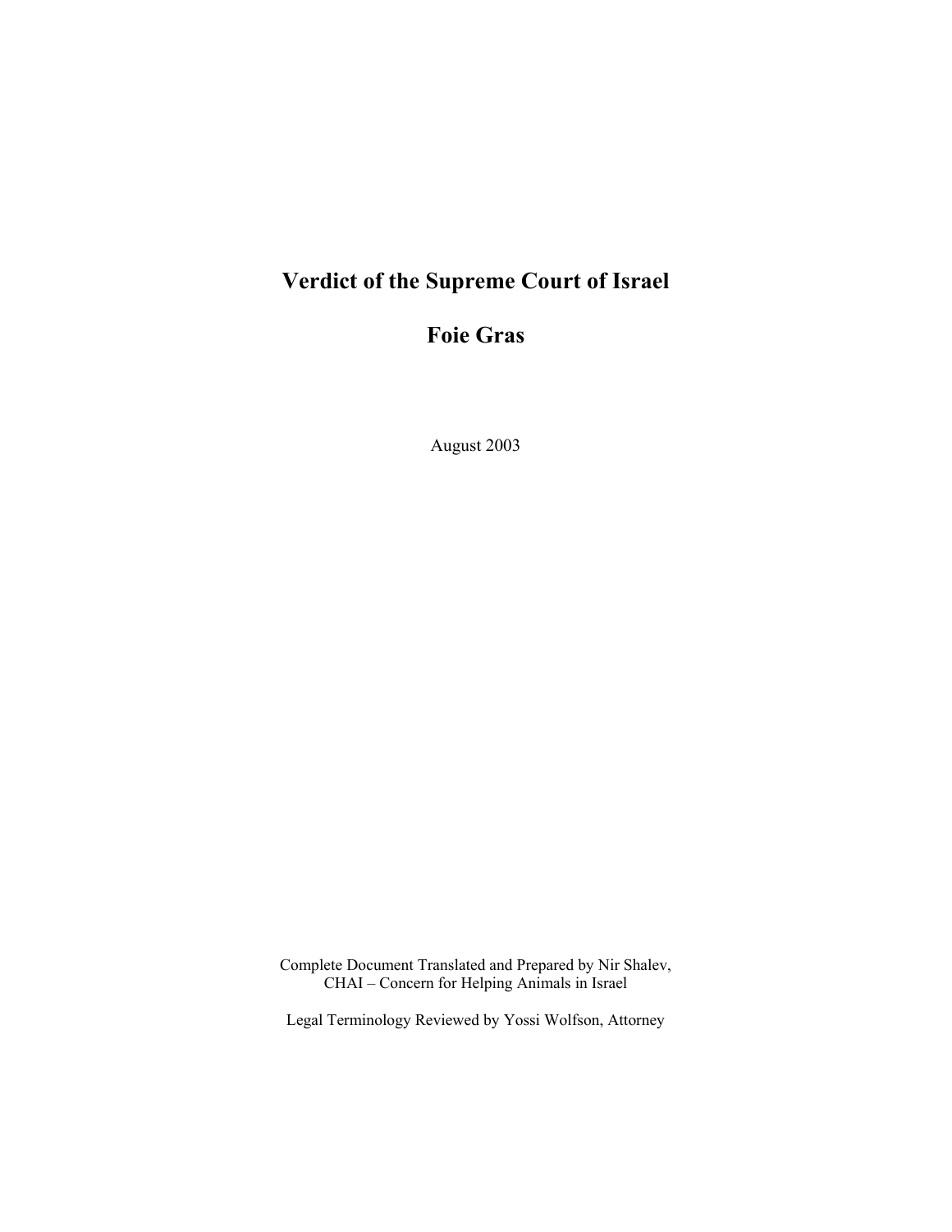# Verdict of the Supreme Court of Israel

# Foie Gras

August 2003

Complete Document Translated and Prepared by Nir Shalev,
CHAI – Concern for Helping Animals in Israel

Legal Terminology Reviewed by Yossi Wolfson, Attorney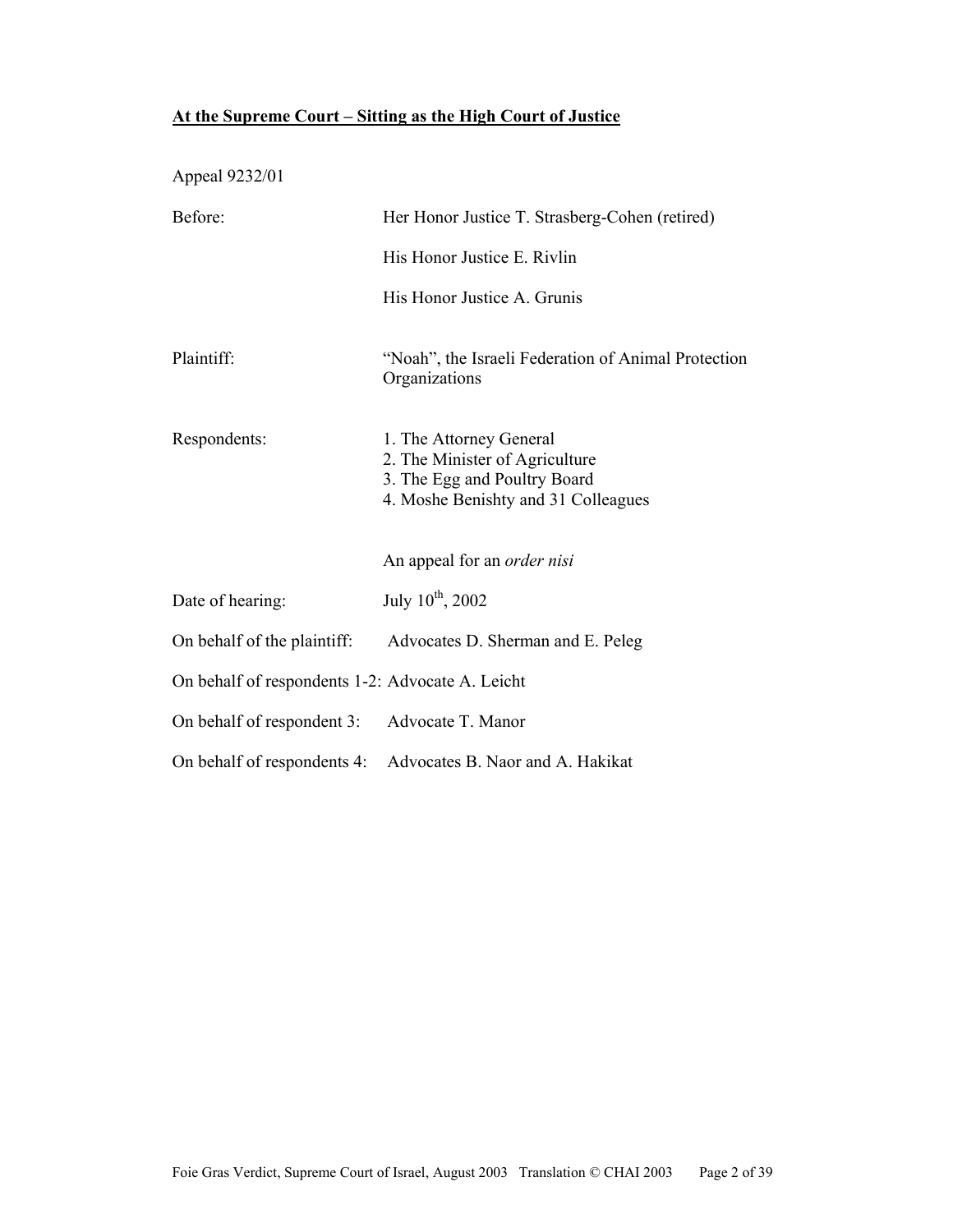**<u>At the Supreme Court – Sitting as the High Court of Justice</u>**

Appeal 9232/01

| | |
|---|---|
| Before: | Her Honor Justice T. Strasberg-Cohen (retired) |
| | His Honor Justice E. Rivlin |
| | His Honor Justice A. Grunis |
| Plaintiff: | "Noah", the Israeli Federation of Animal Protection Organizations |
| Respondents: | 1. The Attorney General<br>2. The Minister of Agriculture<br>3. The Egg and Poultry Board<br>4. Moshe Benishty and 31 Colleagues |
| | An appeal for an *order nisi* |
| Date of hearing: | July 10th, 2002 |
| On behalf of the plaintiff: | Advocates D. Sherman and E. Peleg |
| On behalf of respondents 1-2: | Advocate A. Leicht |
| On behalf of respondent 3: | Advocate T. Manor |
| On behalf of respondents 4: | Advocates B. Naor and A. Hakikat |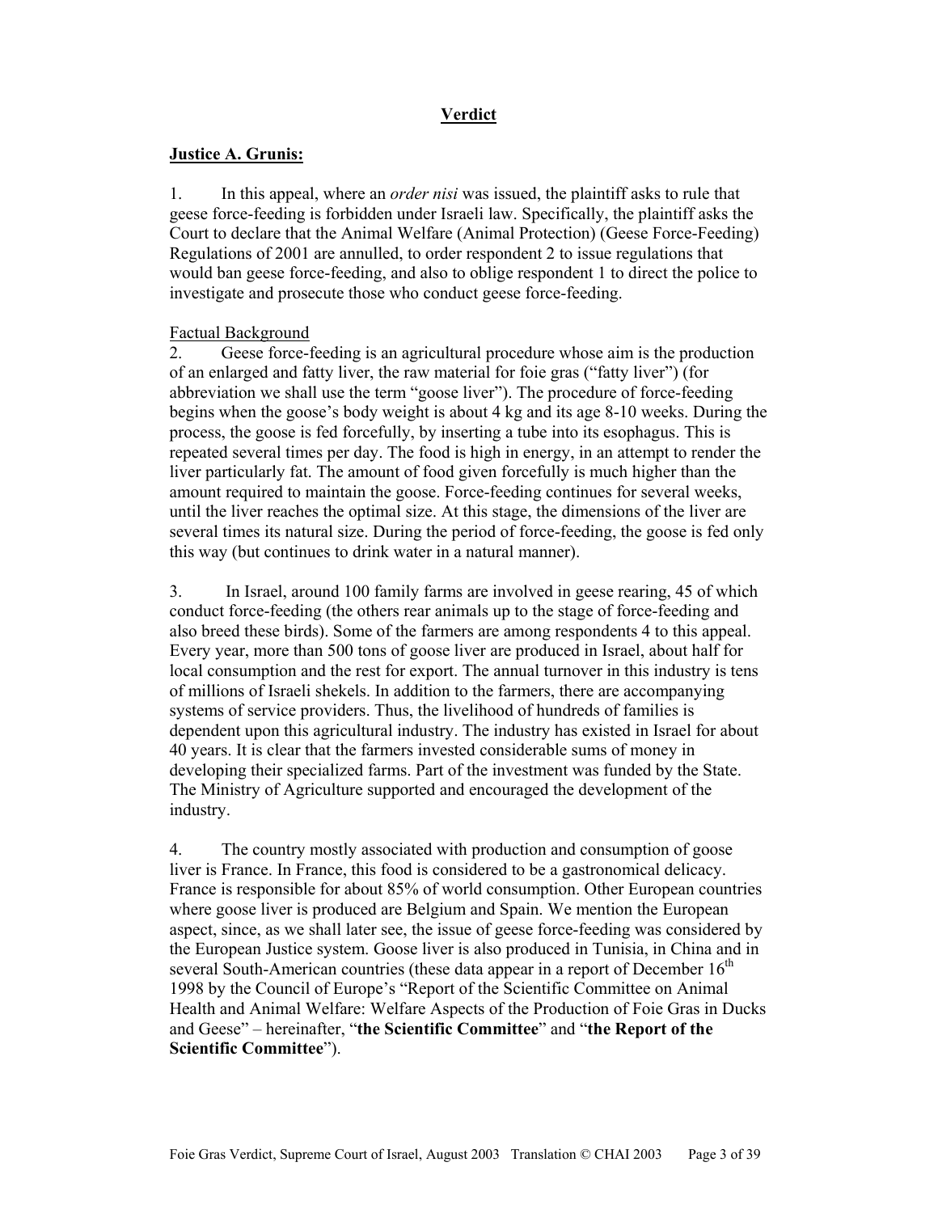# Verdict

## Justice A. Grunis:

1. In this appeal, where an *order nisi* was issued, the plaintiff asks to rule that geese force-feeding is forbidden under Israeli law. Specifically, the plaintiff asks the Court to declare that the Animal Welfare (Animal Protection) (Geese Force-Feeding) Regulations of 2001 are annulled, to order respondent 2 to issue regulations that would ban geese force-feeding, and also to oblige respondent 1 to direct the police to investigate and prosecute those who conduct geese force-feeding.

Factual Background

2. Geese force-feeding is an agricultural procedure whose aim is the production of an enlarged and fatty liver, the raw material for foie gras ("fatty liver") (for abbreviation we shall use the term "goose liver"). The procedure of force-feeding begins when the goose's body weight is about 4 kg and its age 8-10 weeks. During the process, the goose is fed forcefully, by inserting a tube into its esophagus. This is repeated several times per day. The food is high in energy, in an attempt to render the liver particularly fat. The amount of food given forcefully is much higher than the amount required to maintain the goose. Force-feeding continues for several weeks, until the liver reaches the optimal size. At this stage, the dimensions of the liver are several times its natural size. During the period of force-feeding, the goose is fed only this way (but continues to drink water in a natural manner).

3. In Israel, around 100 family farms are involved in geese rearing, 45 of which conduct force-feeding (the others rear animals up to the stage of force-feeding and also breed these birds). Some of the farmers are among respondents 4 to this appeal. Every year, more than 500 tons of goose liver are produced in Israel, about half for local consumption and the rest for export. The annual turnover in this industry is tens of millions of Israeli shekels. In addition to the farmers, there are accompanying systems of service providers. Thus, the livelihood of hundreds of families is dependent upon this agricultural industry. The industry has existed in Israel for about 40 years. It is clear that the farmers invested considerable sums of money in developing their specialized farms. Part of the investment was funded by the State. The Ministry of Agriculture supported and encouraged the development of the industry.

4. The country mostly associated with production and consumption of goose liver is France. In France, this food is considered to be a gastronomical delicacy. France is responsible for about 85% of world consumption. Other European countries where goose liver is produced are Belgium and Spain. We mention the European aspect, since, as we shall later see, the issue of geese force-feeding was considered by the European Justice system. Goose liver is also produced in Tunisia, in China and in several South-American countries (these data appear in a report of December 16th 1998 by the Council of Europe's "Report of the Scientific Committee on Animal Health and Animal Welfare: Welfare Aspects of the Production of Foie Gras in Ducks and Geese" – hereinafter, "**the Scientific Committee**" and "**the Report of the Scientific Committee**").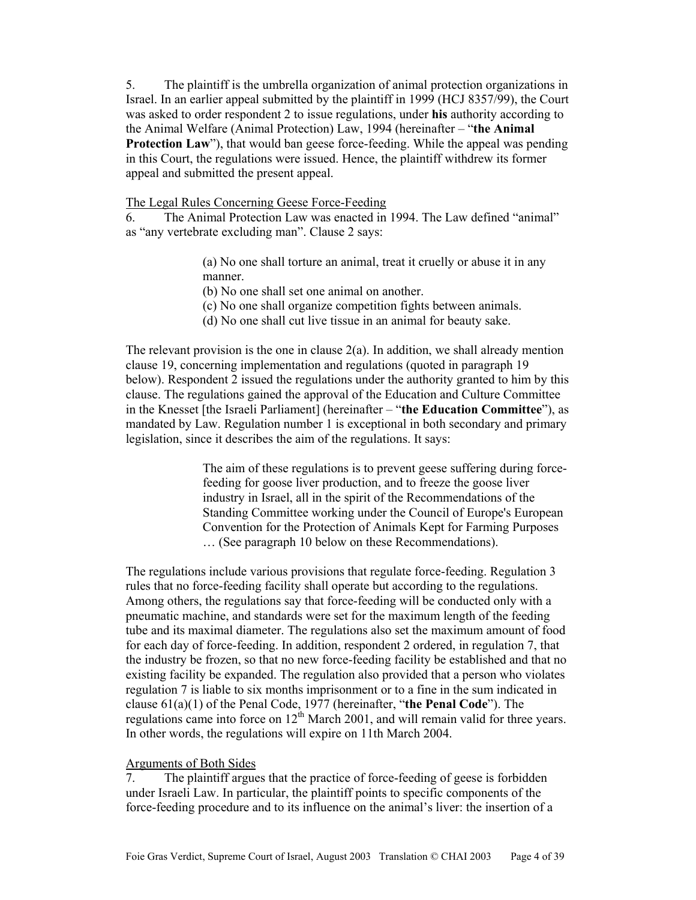5. The plaintiff is the umbrella organization of animal protection organizations in Israel. In an earlier appeal submitted by the plaintiff in 1999 (HCJ 8357/99), the Court was asked to order respondent 2 to issue regulations, under **his** authority according to the Animal Welfare (Animal Protection) Law, 1994 (hereinafter – "**the Animal Protection Law**"), that would ban geese force-feeding. While the appeal was pending in this Court, the regulations were issued. Hence, the plaintiff withdrew its former appeal and submitted the present appeal.

The Legal Rules Concerning Geese Force-Feeding

6. The Animal Protection Law was enacted in 1994. The Law defined "animal" as "any vertebrate excluding man". Clause 2 says:

> (a) No one shall torture an animal, treat it cruelly or abuse it in any manner.
> (b) No one shall set one animal on another.
> (c) No one shall organize competition fights between animals.
> (d) No one shall cut live tissue in an animal for beauty sake.

The relevant provision is the one in clause 2(a). In addition, we shall already mention clause 19, concerning implementation and regulations (quoted in paragraph 19 below). Respondent 2 issued the regulations under the authority granted to him by this clause. The regulations gained the approval of the Education and Culture Committee in the Knesset [the Israeli Parliament] (hereinafter – "**the Education Committee**"), as mandated by Law. Regulation number 1 is exceptional in both secondary and primary legislation, since it describes the aim of the regulations. It says:

> The aim of these regulations is to prevent geese suffering during force-feeding for goose liver production, and to freeze the goose liver industry in Israel, all in the spirit of the Recommendations of the Standing Committee working under the Council of Europe's European Convention for the Protection of Animals Kept for Farming Purposes … (See paragraph 10 below on these Recommendations).

The regulations include various provisions that regulate force-feeding. Regulation 3 rules that no force-feeding facility shall operate but according to the regulations. Among others, the regulations say that force-feeding will be conducted only with a pneumatic machine, and standards were set for the maximum length of the feeding tube and its maximal diameter. The regulations also set the maximum amount of food for each day of force-feeding. In addition, respondent 2 ordered, in regulation 7, that the industry be frozen, so that no new force-feeding facility be established and that no existing facility be expanded. The regulation also provided that a person who violates regulation 7 is liable to six months imprisonment or to a fine in the sum indicated in clause 61(a)(1) of the Penal Code, 1977 (hereinafter, "**the Penal Code**"). The regulations came into force on 12th March 2001, and will remain valid for three years. In other words, the regulations will expire on 11th March 2004.

Arguments of Both Sides

7. The plaintiff argues that the practice of force-feeding of geese is forbidden under Israeli Law. In particular, the plaintiff points to specific components of the force-feeding procedure and to its influence on the animal's liver: the insertion of a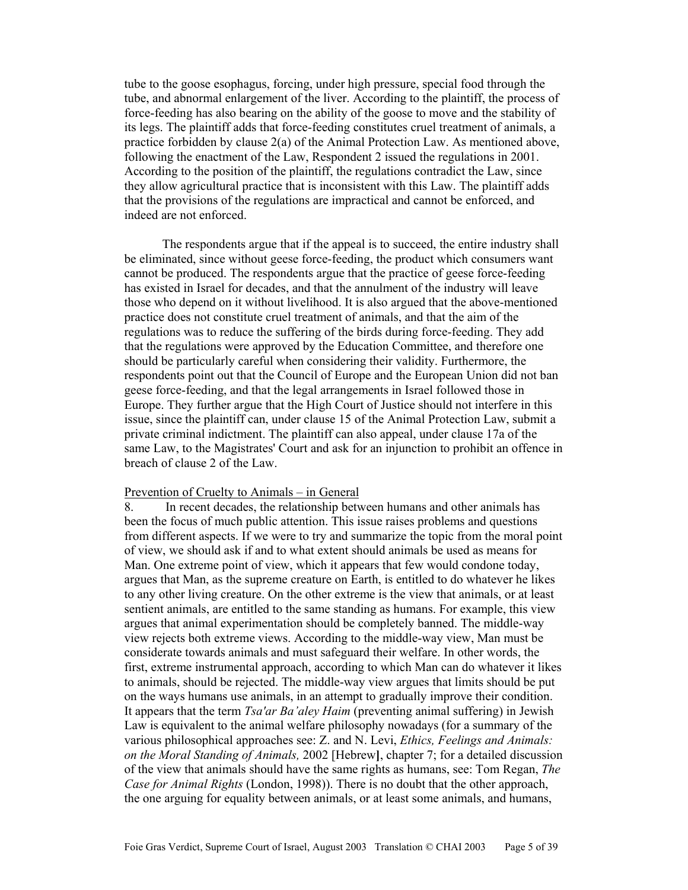tube to the goose esophagus, forcing, under high pressure, special food through the tube, and abnormal enlargement of the liver. According to the plaintiff, the process of force-feeding has also bearing on the ability of the goose to move and the stability of its legs. The plaintiff adds that force-feeding constitutes cruel treatment of animals, a practice forbidden by clause 2(a) of the Animal Protection Law. As mentioned above, following the enactment of the Law, Respondent 2 issued the regulations in 2001. According to the position of the plaintiff, the regulations contradict the Law, since they allow agricultural practice that is inconsistent with this Law. The plaintiff adds that the provisions of the regulations are impractical and cannot be enforced, and indeed are not enforced.

The respondents argue that if the appeal is to succeed, the entire industry shall be eliminated, since without geese force-feeding, the product which consumers want cannot be produced. The respondents argue that the practice of geese force-feeding has existed in Israel for decades, and that the annulment of the industry will leave those who depend on it without livelihood. It is also argued that the above-mentioned practice does not constitute cruel treatment of animals, and that the aim of the regulations was to reduce the suffering of the birds during force-feeding. They add that the regulations were approved by the Education Committee, and therefore one should be particularly careful when considering their validity. Furthermore, the respondents point out that the Council of Europe and the European Union did not ban geese force-feeding, and that the legal arrangements in Israel followed those in Europe. They further argue that the High Court of Justice should not interfere in this issue, since the plaintiff can, under clause 15 of the Animal Protection Law, submit a private criminal indictment. The plaintiff can also appeal, under clause 17a of the same Law, to the Magistrates' Court and ask for an injunction to prohibit an offence in breach of clause 2 of the Law.

Prevention of Cruelty to Animals – in General

8. In recent decades, the relationship between humans and other animals has been the focus of much public attention. This issue raises problems and questions from different aspects. If we were to try and summarize the topic from the moral point of view, we should ask if and to what extent should animals be used as means for Man. One extreme point of view, which it appears that few would condone today, argues that Man, as the supreme creature on Earth, is entitled to do whatever he likes to any other living creature. On the other extreme is the view that animals, or at least sentient animals, are entitled to the same standing as humans. For example, this view argues that animal experimentation should be completely banned. The middle-way view rejects both extreme views. According to the middle-way view, Man must be considerate towards animals and must safeguard their welfare. In other words, the first, extreme instrumental approach, according to which Man can do whatever it likes to animals, should be rejected. The middle-way view argues that limits should be put on the ways humans use animals, in an attempt to gradually improve their condition. It appears that the term *Tsa'ar Ba'aley Haim* (preventing animal suffering) in Jewish Law is equivalent to the animal welfare philosophy nowadays (for a summary of the various philosophical approaches see: Z. and N. Levi, *Ethics, Feelings and Animals: on the Moral Standing of Animals,* 2002 [Hebrew], chapter 7; for a detailed discussion of the view that animals should have the same rights as humans, see: Tom Regan, *The Case for Animal Rights* (London, 1998)). There is no doubt that the other approach, the one arguing for equality between animals, or at least some animals, and humans,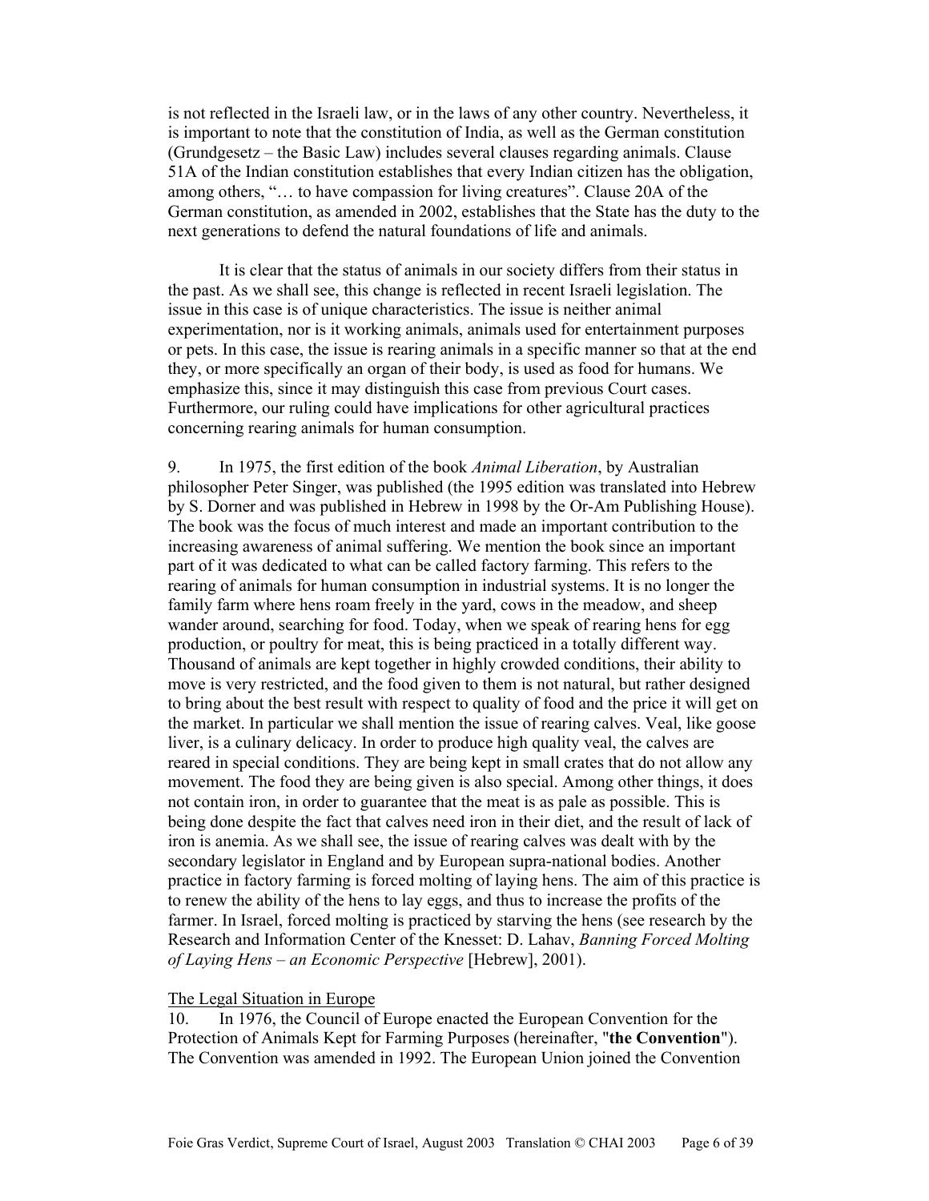is not reflected in the Israeli law, or in the laws of any other country. Nevertheless, it is important to note that the constitution of India, as well as the German constitution (Grundgesetz – the Basic Law) includes several clauses regarding animals. Clause 51A of the Indian constitution establishes that every Indian citizen has the obligation, among others, "… to have compassion for living creatures". Clause 20A of the German constitution, as amended in 2002, establishes that the State has the duty to the next generations to defend the natural foundations of life and animals.

It is clear that the status of animals in our society differs from their status in the past. As we shall see, this change is reflected in recent Israeli legislation. The issue in this case is of unique characteristics. The issue is neither animal experimentation, nor is it working animals, animals used for entertainment purposes or pets. In this case, the issue is rearing animals in a specific manner so that at the end they, or more specifically an organ of their body, is used as food for humans. We emphasize this, since it may distinguish this case from previous Court cases. Furthermore, our ruling could have implications for other agricultural practices concerning rearing animals for human consumption.

9. In 1975, the first edition of the book *Animal Liberation*, by Australian philosopher Peter Singer, was published (the 1995 edition was translated into Hebrew by S. Dorner and was published in Hebrew in 1998 by the Or-Am Publishing House). The book was the focus of much interest and made an important contribution to the increasing awareness of animal suffering. We mention the book since an important part of it was dedicated to what can be called factory farming. This refers to the rearing of animals for human consumption in industrial systems. It is no longer the family farm where hens roam freely in the yard, cows in the meadow, and sheep wander around, searching for food. Today, when we speak of rearing hens for egg production, or poultry for meat, this is being practiced in a totally different way. Thousand of animals are kept together in highly crowded conditions, their ability to move is very restricted, and the food given to them is not natural, but rather designed to bring about the best result with respect to quality of food and the price it will get on the market. In particular we shall mention the issue of rearing calves. Veal, like goose liver, is a culinary delicacy. In order to produce high quality veal, the calves are reared in special conditions. They are being kept in small crates that do not allow any movement. The food they are being given is also special. Among other things, it does not contain iron, in order to guarantee that the meat is as pale as possible. This is being done despite the fact that calves need iron in their diet, and the result of lack of iron is anemia. As we shall see, the issue of rearing calves was dealt with by the secondary legislator in England and by European supra-national bodies. Another practice in factory farming is forced molting of laying hens. The aim of this practice is to renew the ability of the hens to lay eggs, and thus to increase the profits of the farmer. In Israel, forced molting is practiced by starving the hens (see research by the Research and Information Center of the Knesset: D. Lahav, *Banning Forced Molting of Laying Hens – an Economic Perspective* [Hebrew], 2001).

The Legal Situation in Europe

10. In 1976, the Council of Europe enacted the European Convention for the Protection of Animals Kept for Farming Purposes (hereinafter, "**the Convention**"). The Convention was amended in 1992. The European Union joined the Convention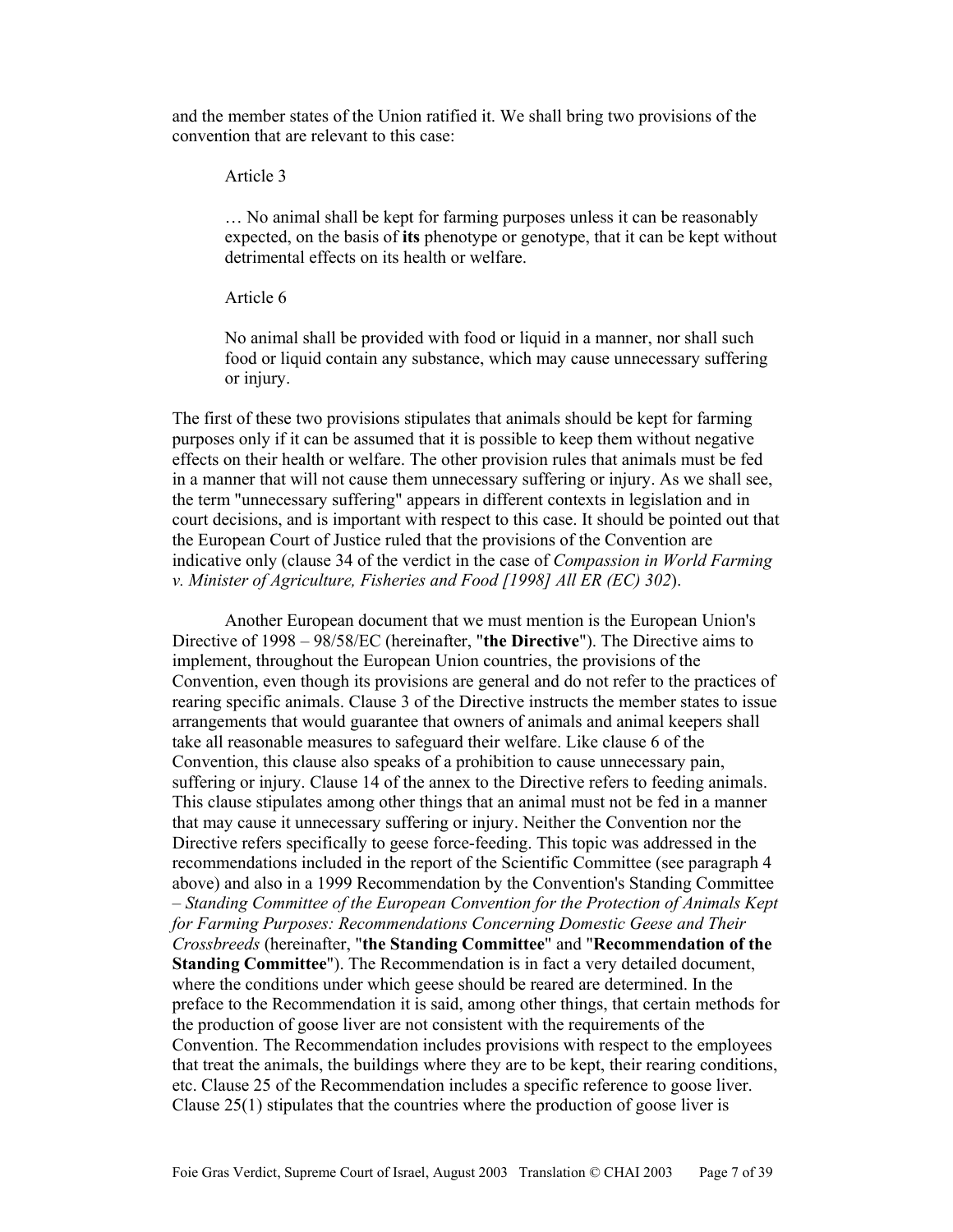and the member states of the Union ratified it. We shall bring two provisions of the convention that are relevant to this case:

> Article 3
>
> … No animal shall be kept for farming purposes unless it can be reasonably expected, on the basis of **its** phenotype or genotype, that it can be kept without detrimental effects on its health or welfare.
>
> Article 6
>
> No animal shall be provided with food or liquid in a manner, nor shall such food or liquid contain any substance, which may cause unnecessary suffering or injury.

The first of these two provisions stipulates that animals should be kept for farming purposes only if it can be assumed that it is possible to keep them without negative effects on their health or welfare. The other provision rules that animals must be fed in a manner that will not cause them unnecessary suffering or injury. As we shall see, the term "unnecessary suffering" appears in different contexts in legislation and in court decisions, and is important with respect to this case. It should be pointed out that the European Court of Justice ruled that the provisions of the Convention are indicative only (clause 34 of the verdict in the case of *Compassion in World Farming v. Minister of Agriculture, Fisheries and Food [1998] All ER (EC) 302*).

Another European document that we must mention is the European Union's Directive of 1998 – 98/58/EC (hereinafter, "**the Directive**"). The Directive aims to implement, throughout the European Union countries, the provisions of the Convention, even though its provisions are general and do not refer to the practices of rearing specific animals. Clause 3 of the Directive instructs the member states to issue arrangements that would guarantee that owners of animals and animal keepers shall take all reasonable measures to safeguard their welfare. Like clause 6 of the Convention, this clause also speaks of a prohibition to cause unnecessary pain, suffering or injury. Clause 14 of the annex to the Directive refers to feeding animals. This clause stipulates among other things that an animal must not be fed in a manner that may cause it unnecessary suffering or injury. Neither the Convention nor the Directive refers specifically to geese force-feeding. This topic was addressed in the recommendations included in the report of the Scientific Committee (see paragraph 4 above) and also in a 1999 Recommendation by the Convention's Standing Committee – *Standing Committee of the European Convention for the Protection of Animals Kept for Farming Purposes: Recommendations Concerning Domestic Geese and Their Crossbreeds* (hereinafter, "**the Standing Committee**" and "**Recommendation of the Standing Committee**"). The Recommendation is in fact a very detailed document, where the conditions under which geese should be reared are determined. In the preface to the Recommendation it is said, among other things, that certain methods for the production of goose liver are not consistent with the requirements of the Convention. The Recommendation includes provisions with respect to the employees that treat the animals, the buildings where they are to be kept, their rearing conditions, etc. Clause 25 of the Recommendation includes a specific reference to goose liver. Clause 25(1) stipulates that the countries where the production of goose liver is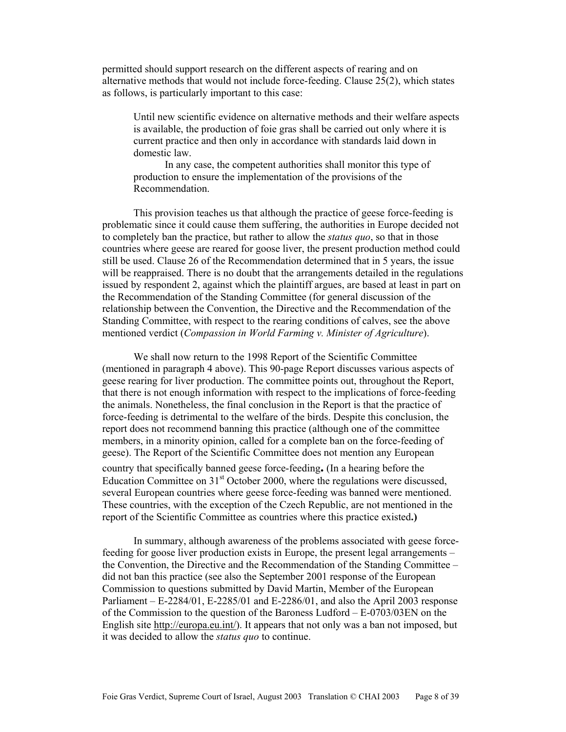permitted should support research on the different aspects of rearing and on alternative methods that would not include force-feeding. Clause 25(2), which states as follows, is particularly important to this case:

> Until new scientific evidence on alternative methods and their welfare aspects is available, the production of foie gras shall be carried out only where it is current practice and then only in accordance with standards laid down in domestic law.
>
> In any case, the competent authorities shall monitor this type of production to ensure the implementation of the provisions of the Recommendation.

This provision teaches us that although the practice of geese force-feeding is problematic since it could cause them suffering, the authorities in Europe decided not to completely ban the practice, but rather to allow the *status quo*, so that in those countries where geese are reared for goose liver, the present production method could still be used. Clause 26 of the Recommendation determined that in 5 years, the issue will be reappraised. There is no doubt that the arrangements detailed in the regulations issued by respondent 2, against which the plaintiff argues, are based at least in part on the Recommendation of the Standing Committee (for general discussion of the relationship between the Convention, the Directive and the Recommendation of the Standing Committee, with respect to the rearing conditions of calves, see the above mentioned verdict (*Compassion in World Farming v. Minister of Agriculture*).

We shall now return to the 1998 Report of the Scientific Committee (mentioned in paragraph 4 above). This 90-page Report discusses various aspects of geese rearing for liver production. The committee points out, throughout the Report, that there is not enough information with respect to the implications of force-feeding the animals. Nonetheless, the final conclusion in the Report is that the practice of force-feeding is detrimental to the welfare of the birds. Despite this conclusion, the report does not recommend banning this practice (although one of the committee members, in a minority opinion, called for a complete ban on the force-feeding of geese). The Report of the Scientific Committee does not mention any European country that specifically banned geese force-feeding**.** (In a hearing before the Education Committee on 31st October 2000, where the regulations were discussed, several European countries where geese force-feeding was banned were mentioned. These countries, with the exception of the Czech Republic, are not mentioned in the report of the Scientific Committee as countries where this practice existed**.)**

In summary, although awareness of the problems associated with geese force-feeding for goose liver production exists in Europe, the present legal arrangements – the Convention, the Directive and the Recommendation of the Standing Committee – did not ban this practice (see also the September 2001 response of the European Commission to questions submitted by David Martin, Member of the European Parliament – E-2284/01, E-2285/01 and E-2286/01, and also the April 2003 response of the Commission to the question of the Baroness Ludford – E-0703/03EN on the English site http://europa.eu.int/). It appears that not only was a ban not imposed, but it was decided to allow the *status quo* to continue.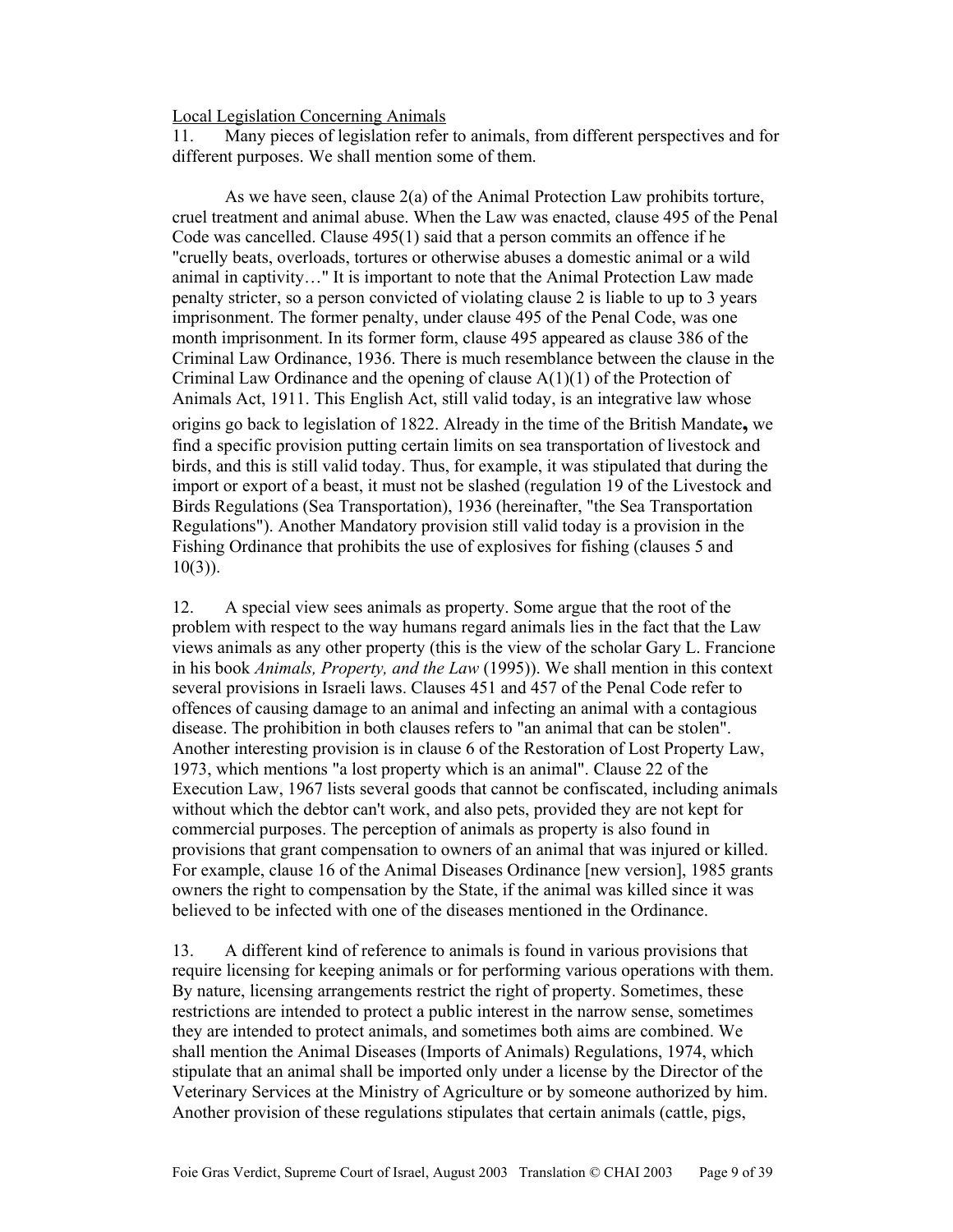<u>Local Legislation Concerning Animals</u>

11. Many pieces of legislation refer to animals, from different perspectives and for different purposes. We shall mention some of them.

As we have seen, clause 2(a) of the Animal Protection Law prohibits torture, cruel treatment and animal abuse. When the Law was enacted, clause 495 of the Penal Code was cancelled. Clause 495(1) said that a person commits an offence if he "cruelly beats, overloads, tortures or otherwise abuses a domestic animal or a wild animal in captivity…" It is important to note that the Animal Protection Law made penalty stricter, so a person convicted of violating clause 2 is liable to up to 3 years imprisonment. The former penalty, under clause 495 of the Penal Code, was one month imprisonment. In its former form, clause 495 appeared as clause 386 of the Criminal Law Ordinance, 1936. There is much resemblance between the clause in the Criminal Law Ordinance and the opening of clause A(1)(1) of the Protection of Animals Act, 1911. This English Act, still valid today, is an integrative law whose origins go back to legislation of 1822. Already in the time of the British Mandate**,** we find a specific provision putting certain limits on sea transportation of livestock and birds, and this is still valid today. Thus, for example, it was stipulated that during the import or export of a beast, it must not be slashed (regulation 19 of the Livestock and Birds Regulations (Sea Transportation), 1936 (hereinafter, "the Sea Transportation Regulations"). Another Mandatory provision still valid today is a provision in the Fishing Ordinance that prohibits the use of explosives for fishing (clauses 5 and 10(3)).

12. A special view sees animals as property. Some argue that the root of the problem with respect to the way humans regard animals lies in the fact that the Law views animals as any other property (this is the view of the scholar Gary L. Francione in his book *Animals, Property, and the Law* (1995)). We shall mention in this context several provisions in Israeli laws. Clauses 451 and 457 of the Penal Code refer to offences of causing damage to an animal and infecting an animal with a contagious disease. The prohibition in both clauses refers to "an animal that can be stolen". Another interesting provision is in clause 6 of the Restoration of Lost Property Law, 1973, which mentions "a lost property which is an animal". Clause 22 of the Execution Law, 1967 lists several goods that cannot be confiscated, including animals without which the debtor can't work, and also pets, provided they are not kept for commercial purposes. The perception of animals as property is also found in provisions that grant compensation to owners of an animal that was injured or killed. For example, clause 16 of the Animal Diseases Ordinance [new version], 1985 grants owners the right to compensation by the State, if the animal was killed since it was believed to be infected with one of the diseases mentioned in the Ordinance.

13. A different kind of reference to animals is found in various provisions that require licensing for keeping animals or for performing various operations with them. By nature, licensing arrangements restrict the right of property. Sometimes, these restrictions are intended to protect a public interest in the narrow sense, sometimes they are intended to protect animals, and sometimes both aims are combined. We shall mention the Animal Diseases (Imports of Animals) Regulations, 1974, which stipulate that an animal shall be imported only under a license by the Director of the Veterinary Services at the Ministry of Agriculture or by someone authorized by him. Another provision of these regulations stipulates that certain animals (cattle, pigs,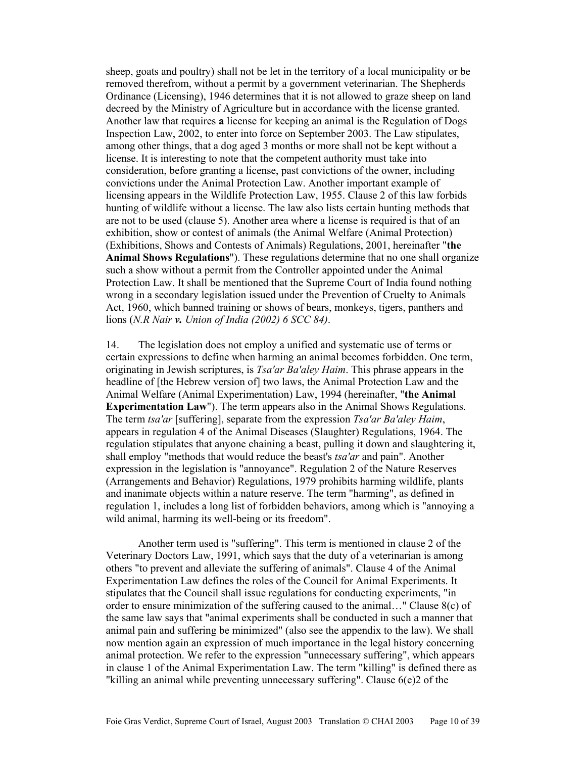sheep, goats and poultry) shall not be let in the territory of a local municipality or be removed therefrom, without a permit by a government veterinarian. The Shepherds Ordinance (Licensing), 1946 determines that it is not allowed to graze sheep on land decreed by the Ministry of Agriculture but in accordance with the license granted. Another law that requires **a** license for keeping an animal is the Regulation of Dogs Inspection Law, 2002, to enter into force on September 2003. The Law stipulates, among other things, that a dog aged 3 months or more shall not be kept without a license. It is interesting to note that the competent authority must take into consideration, before granting a license, past convictions of the owner, including convictions under the Animal Protection Law. Another important example of licensing appears in the Wildlife Protection Law, 1955. Clause 2 of this law forbids hunting of wildlife without a license. The law also lists certain hunting methods that are not to be used (clause 5). Another area where a license is required is that of an exhibition, show or contest of animals (the Animal Welfare (Animal Protection) (Exhibitions, Shows and Contests of Animals) Regulations, 2001, hereinafter "**the Animal Shows Regulations**"). These regulations determine that no one shall organize such a show without a permit from the Controller appointed under the Animal Protection Law. It shall be mentioned that the Supreme Court of India found nothing wrong in a secondary legislation issued under the Prevention of Cruelty to Animals Act, 1960, which banned training or shows of bears, monkeys, tigers, panthers and lions (*N.R Nair **v.** Union of India (2002) 6 SCC 84)*.

14. The legislation does not employ a unified and systematic use of terms or certain expressions to define when harming an animal becomes forbidden. One term, originating in Jewish scriptures, is *Tsa'ar Ba'aley Haim*. This phrase appears in the headline of [the Hebrew version of] two laws, the Animal Protection Law and the Animal Welfare (Animal Experimentation) Law, 1994 (hereinafter, "**the Animal Experimentation Law**"). The term appears also in the Animal Shows Regulations. The term *tsa'ar* [suffering], separate from the expression *Tsa'ar Ba'aley Haim*, appears in regulation 4 of the Animal Diseases (Slaughter) Regulations, 1964. The regulation stipulates that anyone chaining a beast, pulling it down and slaughtering it, shall employ "methods that would reduce the beast's *tsa'ar* and pain". Another expression in the legislation is "annoyance". Regulation 2 of the Nature Reserves (Arrangements and Behavior) Regulations, 1979 prohibits harming wildlife, plants and inanimate objects within a nature reserve. The term "harming", as defined in regulation 1, includes a long list of forbidden behaviors, among which is "annoying a wild animal, harming its well-being or its freedom".

Another term used is "suffering". This term is mentioned in clause 2 of the Veterinary Doctors Law, 1991, which says that the duty of a veterinarian is among others "to prevent and alleviate the suffering of animals". Clause 4 of the Animal Experimentation Law defines the roles of the Council for Animal Experiments. It stipulates that the Council shall issue regulations for conducting experiments, "in order to ensure minimization of the suffering caused to the animal…" Clause 8(c) of the same law says that "animal experiments shall be conducted in such a manner that animal pain and suffering be minimized" (also see the appendix to the law). We shall now mention again an expression of much importance in the legal history concerning animal protection. We refer to the expression "unnecessary suffering", which appears in clause 1 of the Animal Experimentation Law. The term "killing" is defined there as "killing an animal while preventing unnecessary suffering". Clause 6(e)2 of the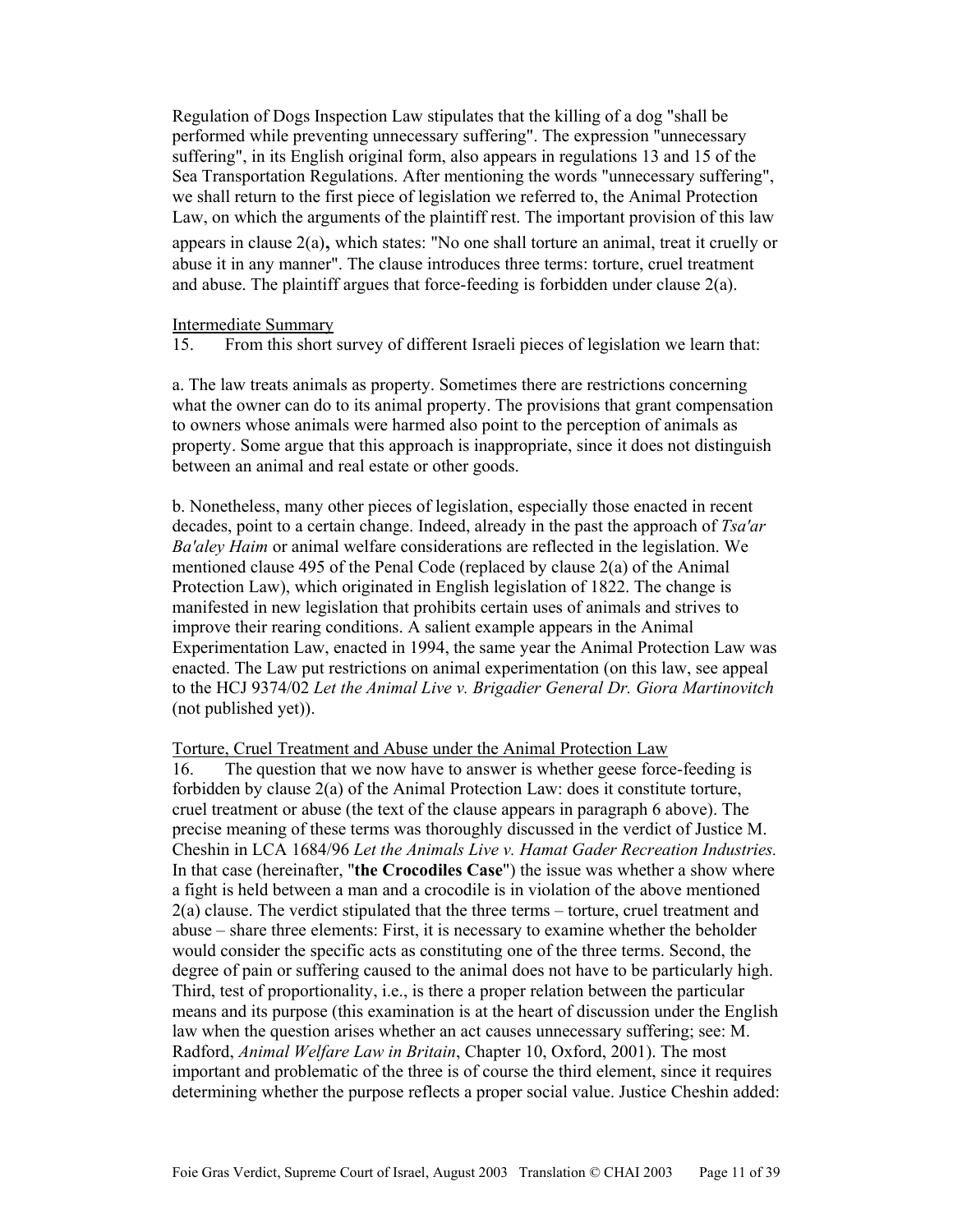Regulation of Dogs Inspection Law stipulates that the killing of a dog "shall be performed while preventing unnecessary suffering". The expression "unnecessary suffering", in its English original form, also appears in regulations 13 and 15 of the Sea Transportation Regulations. After mentioning the words "unnecessary suffering", we shall return to the first piece of legislation we referred to, the Animal Protection Law, on which the arguments of the plaintiff rest. The important provision of this law appears in clause 2(a)**,** which states: "No one shall torture an animal, treat it cruelly or abuse it in any manner". The clause introduces three terms: torture, cruel treatment and abuse. The plaintiff argues that force-feeding is forbidden under clause 2(a).

<u>Intermediate Summary</u>

15. From this short survey of different Israeli pieces of legislation we learn that:

a. The law treats animals as property. Sometimes there are restrictions concerning what the owner can do to its animal property. The provisions that grant compensation to owners whose animals were harmed also point to the perception of animals as property. Some argue that this approach is inappropriate, since it does not distinguish between an animal and real estate or other goods.

b. Nonetheless, many other pieces of legislation, especially those enacted in recent decades, point to a certain change. Indeed, already in the past the approach of *Tsa'ar Ba'aley Haim* or animal welfare considerations are reflected in the legislation. We mentioned clause 495 of the Penal Code (replaced by clause 2(a) of the Animal Protection Law), which originated in English legislation of 1822. The change is manifested in new legislation that prohibits certain uses of animals and strives to improve their rearing conditions. A salient example appears in the Animal Experimentation Law, enacted in 1994, the same year the Animal Protection Law was enacted. The Law put restrictions on animal experimentation (on this law, see appeal to the HCJ 9374/02 *Let the Animal Live v. Brigadier General Dr. Giora Martinovitch* (not published yet)).

<u>Torture, Cruel Treatment and Abuse under the Animal Protection Law</u>

16. The question that we now have to answer is whether geese force-feeding is forbidden by clause 2(a) of the Animal Protection Law: does it constitute torture, cruel treatment or abuse (the text of the clause appears in paragraph 6 above). The precise meaning of these terms was thoroughly discussed in the verdict of Justice M. Cheshin in LCA 1684/96 *Let the Animals Live v. Hamat Gader Recreation Industries.* In that case (hereinafter, "**the Crocodiles Case**") the issue was whether a show where a fight is held between a man and a crocodile is in violation of the above mentioned 2(a) clause. The verdict stipulated that the three terms – torture, cruel treatment and abuse – share three elements: First, it is necessary to examine whether the beholder would consider the specific acts as constituting one of the three terms. Second, the degree of pain or suffering caused to the animal does not have to be particularly high. Third, test of proportionality, i.e., is there a proper relation between the particular means and its purpose (this examination is at the heart of discussion under the English law when the question arises whether an act causes unnecessary suffering; see: M. Radford, *Animal Welfare Law in Britain*, Chapter 10, Oxford, 2001). The most important and problematic of the three is of course the third element, since it requires determining whether the purpose reflects a proper social value. Justice Cheshin added: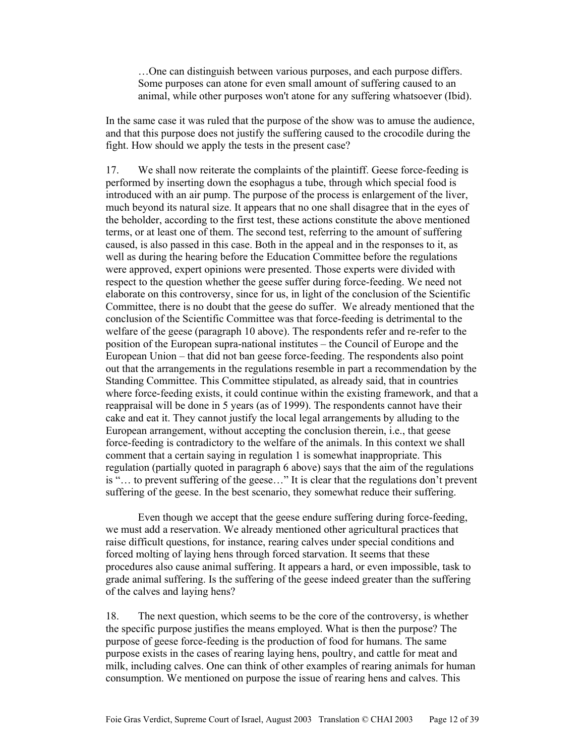> …One can distinguish between various purposes, and each purpose differs. Some purposes can atone for even small amount of suffering caused to an animal, while other purposes won't atone for any suffering whatsoever (Ibid).

In the same case it was ruled that the purpose of the show was to amuse the audience, and that this purpose does not justify the suffering caused to the crocodile during the fight. How should we apply the tests in the present case?

17. We shall now reiterate the complaints of the plaintiff. Geese force-feeding is performed by inserting down the esophagus a tube, through which special food is introduced with an air pump. The purpose of the process is enlargement of the liver, much beyond its natural size. It appears that no one shall disagree that in the eyes of the beholder, according to the first test, these actions constitute the above mentioned terms, or at least one of them. The second test, referring to the amount of suffering caused, is also passed in this case. Both in the appeal and in the responses to it, as well as during the hearing before the Education Committee before the regulations were approved, expert opinions were presented. Those experts were divided with respect to the question whether the geese suffer during force-feeding. We need not elaborate on this controversy, since for us, in light of the conclusion of the Scientific Committee, there is no doubt that the geese do suffer. We already mentioned that the conclusion of the Scientific Committee was that force-feeding is detrimental to the welfare of the geese (paragraph 10 above). The respondents refer and re-refer to the position of the European supra-national institutes – the Council of Europe and the European Union – that did not ban geese force-feeding. The respondents also point out that the arrangements in the regulations resemble in part a recommendation by the Standing Committee. This Committee stipulated, as already said, that in countries where force-feeding exists, it could continue within the existing framework, and that a reappraisal will be done in 5 years (as of 1999). The respondents cannot have their cake and eat it. They cannot justify the local legal arrangements by alluding to the European arrangement, without accepting the conclusion therein, i.e., that geese force-feeding is contradictory to the welfare of the animals. In this context we shall comment that a certain saying in regulation 1 is somewhat inappropriate. This regulation (partially quoted in paragraph 6 above) says that the aim of the regulations is "… to prevent suffering of the geese…" It is clear that the regulations don't prevent suffering of the geese. In the best scenario, they somewhat reduce their suffering.

Even though we accept that the geese endure suffering during force-feeding, we must add a reservation. We already mentioned other agricultural practices that raise difficult questions, for instance, rearing calves under special conditions and forced molting of laying hens through forced starvation. It seems that these procedures also cause animal suffering. It appears a hard, or even impossible, task to grade animal suffering. Is the suffering of the geese indeed greater than the suffering of the calves and laying hens?

18. The next question, which seems to be the core of the controversy, is whether the specific purpose justifies the means employed. What is then the purpose? The purpose of geese force-feeding is the production of food for humans. The same purpose exists in the cases of rearing laying hens, poultry, and cattle for meat and milk, including calves. One can think of other examples of rearing animals for human consumption. We mentioned on purpose the issue of rearing hens and calves. This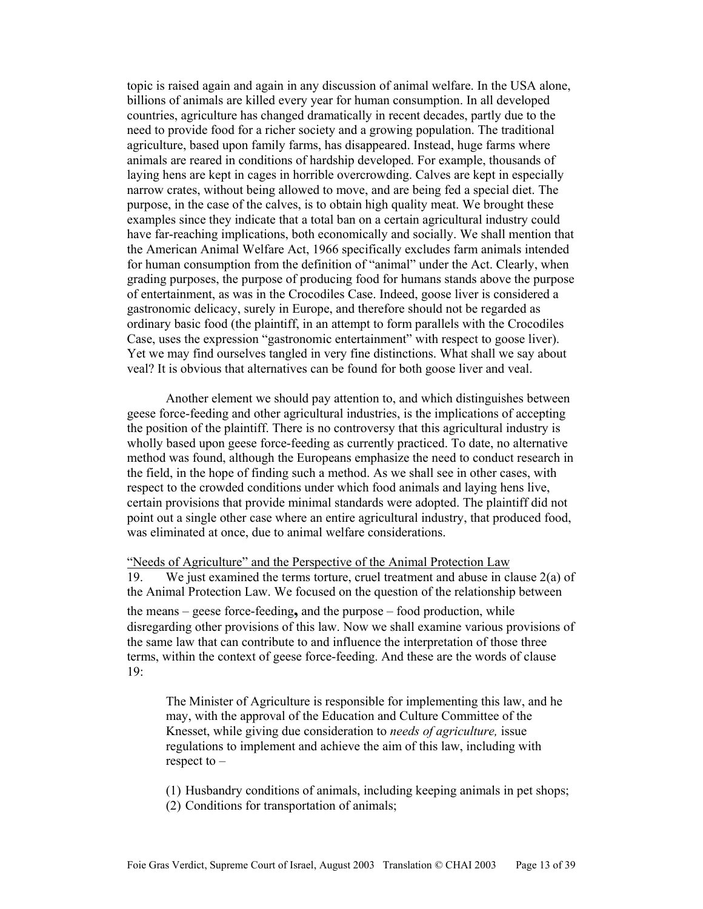topic is raised again and again in any discussion of animal welfare. In the USA alone, billions of animals are killed every year for human consumption. In all developed countries, agriculture has changed dramatically in recent decades, partly due to the need to provide food for a richer society and a growing population. The traditional agriculture, based upon family farms, has disappeared. Instead, huge farms where animals are reared in conditions of hardship developed. For example, thousands of laying hens are kept in cages in horrible overcrowding. Calves are kept in especially narrow crates, without being allowed to move, and are being fed a special diet. The purpose, in the case of the calves, is to obtain high quality meat. We brought these examples since they indicate that a total ban on a certain agricultural industry could have far-reaching implications, both economically and socially. We shall mention that the American Animal Welfare Act, 1966 specifically excludes farm animals intended for human consumption from the definition of "animal" under the Act. Clearly, when grading purposes, the purpose of producing food for humans stands above the purpose of entertainment, as was in the Crocodiles Case. Indeed, goose liver is considered a gastronomic delicacy, surely in Europe, and therefore should not be regarded as ordinary basic food (the plaintiff, in an attempt to form parallels with the Crocodiles Case, uses the expression "gastronomic entertainment" with respect to goose liver). Yet we may find ourselves tangled in very fine distinctions. What shall we say about veal? It is obvious that alternatives can be found for both goose liver and veal.

Another element we should pay attention to, and which distinguishes between geese force-feeding and other agricultural industries, is the implications of accepting the position of the plaintiff. There is no controversy that this agricultural industry is wholly based upon geese force-feeding as currently practiced. To date, no alternative method was found, although the Europeans emphasize the need to conduct research in the field, in the hope of finding such a method. As we shall see in other cases, with respect to the crowded conditions under which food animals and laying hens live, certain provisions that provide minimal standards were adopted. The plaintiff did not point out a single other case where an entire agricultural industry, that produced food, was eliminated at once, due to animal welfare considerations.

"Needs of Agriculture" and the Perspective of the Animal Protection Law

19. We just examined the terms torture, cruel treatment and abuse in clause 2(a) of the Animal Protection Law. We focused on the question of the relationship between the means – geese force-feeding**,** and the purpose – food production, while disregarding other provisions of this law. Now we shall examine various provisions of the same law that can contribute to and influence the interpretation of those three terms, within the context of geese force-feeding. And these are the words of clause 19:

> The Minister of Agriculture is responsible for implementing this law, and he may, with the approval of the Education and Culture Committee of the Knesset, while giving due consideration to *needs of agriculture,* issue regulations to implement and achieve the aim of this law, including with respect to –
>
> (1) Husbandry conditions of animals, including keeping animals in pet shops;
> (2) Conditions for transportation of animals;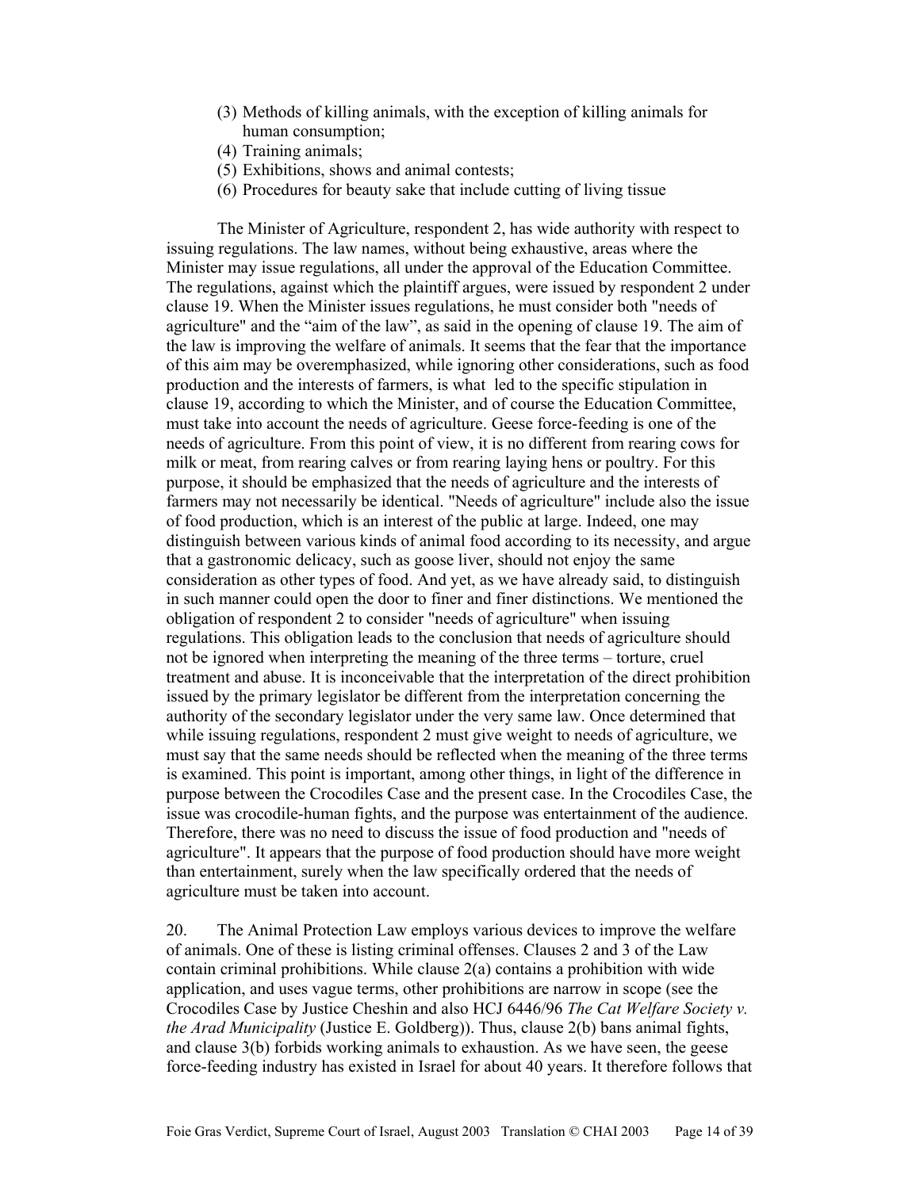(3) Methods of killing animals, with the exception of killing animals for human consumption;
(4) Training animals;
(5) Exhibitions, shows and animal contests;
(6) Procedures for beauty sake that include cutting of living tissue

The Minister of Agriculture, respondent 2, has wide authority with respect to issuing regulations. The law names, without being exhaustive, areas where the Minister may issue regulations, all under the approval of the Education Committee. The regulations, against which the plaintiff argues, were issued by respondent 2 under clause 19. When the Minister issues regulations, he must consider both "needs of agriculture" and the "aim of the law", as said in the opening of clause 19. The aim of the law is improving the welfare of animals. It seems that the fear that the importance of this aim may be overemphasized, while ignoring other considerations, such as food production and the interests of farmers, is what led to the specific stipulation in clause 19, according to which the Minister, and of course the Education Committee, must take into account the needs of agriculture. Geese force-feeding is one of the needs of agriculture. From this point of view, it is no different from rearing cows for milk or meat, from rearing calves or from rearing laying hens or poultry. For this purpose, it should be emphasized that the needs of agriculture and the interests of farmers may not necessarily be identical. "Needs of agriculture" include also the issue of food production, which is an interest of the public at large. Indeed, one may distinguish between various kinds of animal food according to its necessity, and argue that a gastronomic delicacy, such as goose liver, should not enjoy the same consideration as other types of food. And yet, as we have already said, to distinguish in such manner could open the door to finer and finer distinctions. We mentioned the obligation of respondent 2 to consider "needs of agriculture" when issuing regulations. This obligation leads to the conclusion that needs of agriculture should not be ignored when interpreting the meaning of the three terms – torture, cruel treatment and abuse. It is inconceivable that the interpretation of the direct prohibition issued by the primary legislator be different from the interpretation concerning the authority of the secondary legislator under the very same law. Once determined that while issuing regulations, respondent 2 must give weight to needs of agriculture, we must say that the same needs should be reflected when the meaning of the three terms is examined. This point is important, among other things, in light of the difference in purpose between the Crocodiles Case and the present case. In the Crocodiles Case, the issue was crocodile-human fights, and the purpose was entertainment of the audience. Therefore, there was no need to discuss the issue of food production and "needs of agriculture". It appears that the purpose of food production should have more weight than entertainment, surely when the law specifically ordered that the needs of agriculture must be taken into account.

20. The Animal Protection Law employs various devices to improve the welfare of animals. One of these is listing criminal offenses. Clauses 2 and 3 of the Law contain criminal prohibitions. While clause 2(a) contains a prohibition with wide application, and uses vague terms, other prohibitions are narrow in scope (see the Crocodiles Case by Justice Cheshin and also HCJ 6446/96 *The Cat Welfare Society v. the Arad Municipality* (Justice E. Goldberg)). Thus, clause 2(b) bans animal fights, and clause 3(b) forbids working animals to exhaustion. As we have seen, the geese force-feeding industry has existed in Israel for about 40 years. It therefore follows that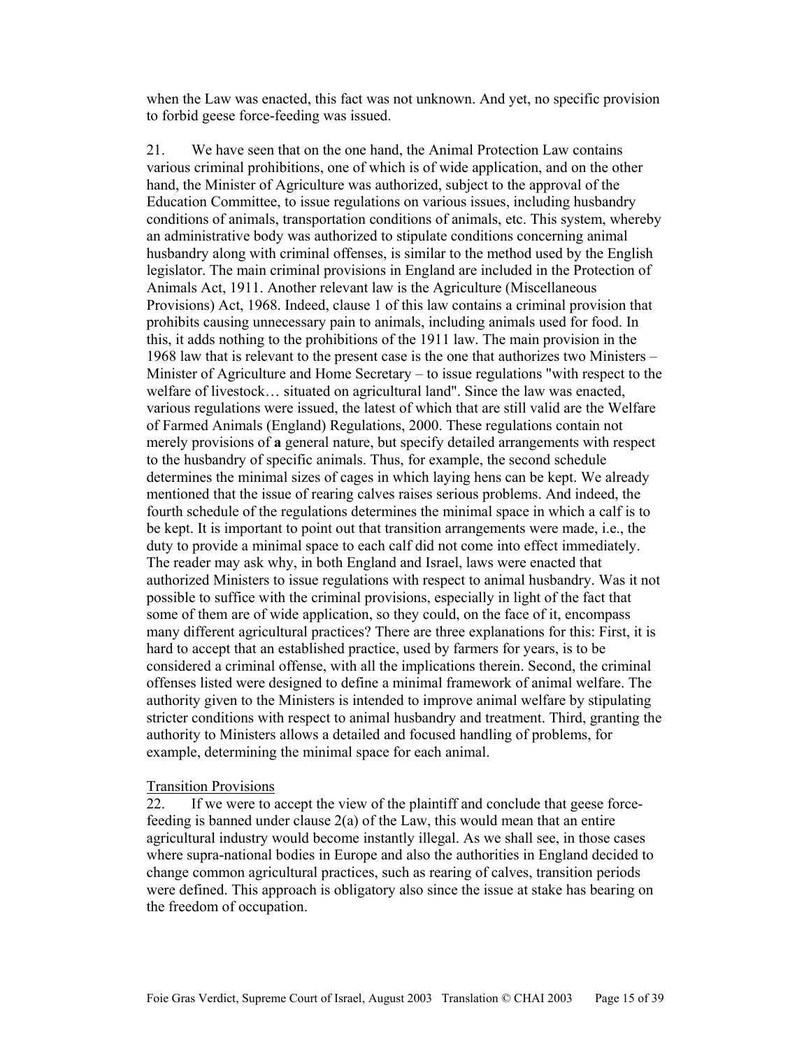when the Law was enacted, this fact was not unknown. And yet, no specific provision to forbid geese force-feeding was issued.

21. We have seen that on the one hand, the Animal Protection Law contains various criminal prohibitions, one of which is of wide application, and on the other hand, the Minister of Agriculture was authorized, subject to the approval of the Education Committee, to issue regulations on various issues, including husbandry conditions of animals, transportation conditions of animals, etc. This system, whereby an administrative body was authorized to stipulate conditions concerning animal husbandry along with criminal offenses, is similar to the method used by the English legislator. The main criminal provisions in England are included in the Protection of Animals Act, 1911. Another relevant law is the Agriculture (Miscellaneous Provisions) Act, 1968. Indeed, clause 1 of this law contains a criminal provision that prohibits causing unnecessary pain to animals, including animals used for food. In this, it adds nothing to the prohibitions of the 1911 law. The main provision in the 1968 law that is relevant to the present case is the one that authorizes two Ministers – Minister of Agriculture and Home Secretary – to issue regulations "with respect to the welfare of livestock… situated on agricultural land". Since the law was enacted, various regulations were issued, the latest of which that are still valid are the Welfare of Farmed Animals (England) Regulations, 2000. These regulations contain not merely provisions of **a** general nature, but specify detailed arrangements with respect to the husbandry of specific animals. Thus, for example, the second schedule determines the minimal sizes of cages in which laying hens can be kept. We already mentioned that the issue of rearing calves raises serious problems. And indeed, the fourth schedule of the regulations determines the minimal space in which a calf is to be kept. It is important to point out that transition arrangements were made, i.e., the duty to provide a minimal space to each calf did not come into effect immediately. The reader may ask why, in both England and Israel, laws were enacted that authorized Ministers to issue regulations with respect to animal husbandry. Was it not possible to suffice with the criminal provisions, especially in light of the fact that some of them are of wide application, so they could, on the face of it, encompass many different agricultural practices? There are three explanations for this: First, it is hard to accept that an established practice, used by farmers for years, is to be considered a criminal offense, with all the implications therein. Second, the criminal offenses listed were designed to define a minimal framework of animal welfare. The authority given to the Ministers is intended to improve animal welfare by stipulating stricter conditions with respect to animal husbandry and treatment. Third, granting the authority to Ministers allows a detailed and focused handling of problems, for example, determining the minimal space for each animal.

<u>Transition Provisions</u>

22. If we were to accept the view of the plaintiff and conclude that geese force-feeding is banned under clause 2(a) of the Law, this would mean that an entire agricultural industry would become instantly illegal. As we shall see, in those cases where supra-national bodies in Europe and also the authorities in England decided to change common agricultural practices, such as rearing of calves, transition periods were defined. This approach is obligatory also since the issue at stake has bearing on the freedom of occupation.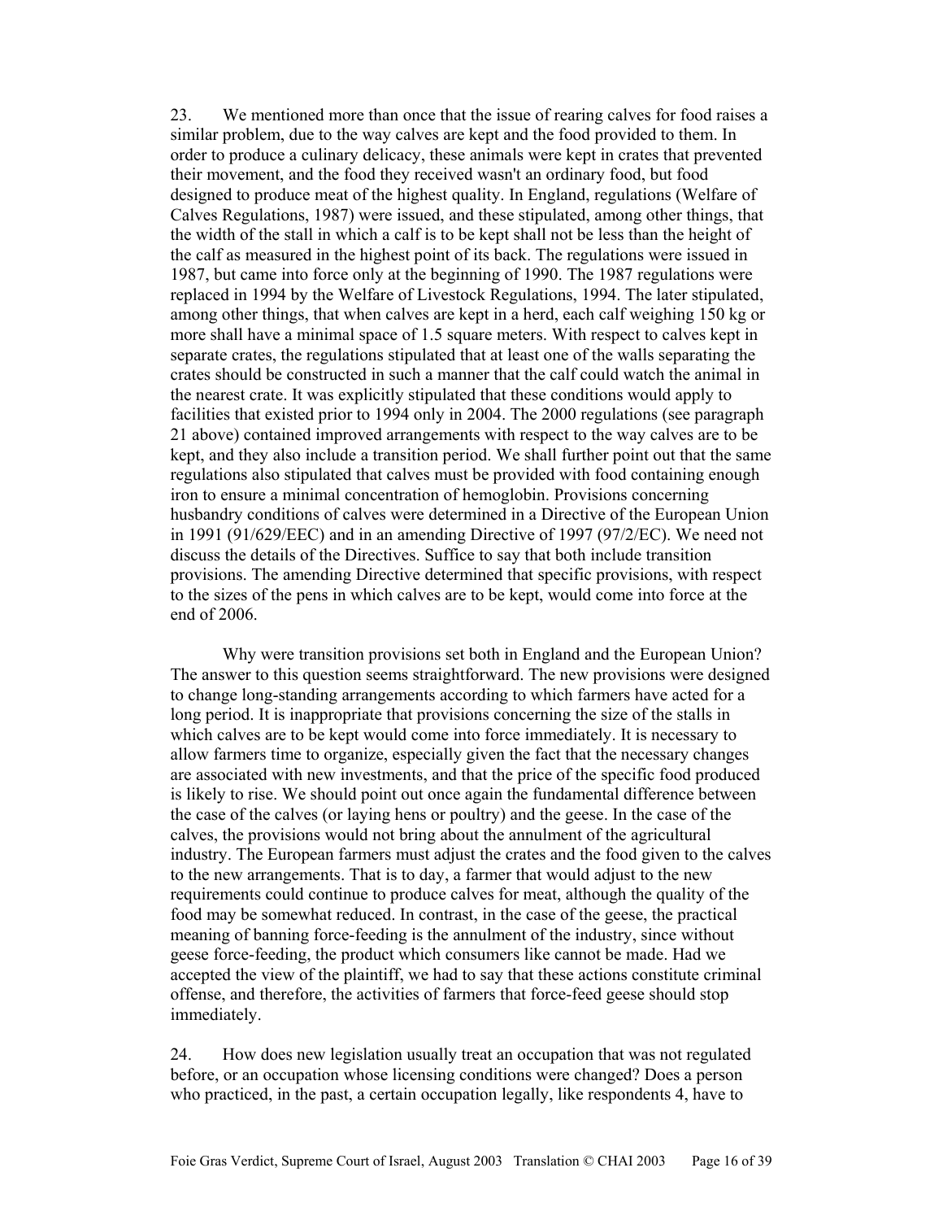23. We mentioned more than once that the issue of rearing calves for food raises a similar problem, due to the way calves are kept and the food provided to them. In order to produce a culinary delicacy, these animals were kept in crates that prevented their movement, and the food they received wasn't an ordinary food, but food designed to produce meat of the highest quality. In England, regulations (Welfare of Calves Regulations, 1987) were issued, and these stipulated, among other things, that the width of the stall in which a calf is to be kept shall not be less than the height of the calf as measured in the highest point of its back. The regulations were issued in 1987, but came into force only at the beginning of 1990. The 1987 regulations were replaced in 1994 by the Welfare of Livestock Regulations, 1994. The later stipulated, among other things, that when calves are kept in a herd, each calf weighing 150 kg or more shall have a minimal space of 1.5 square meters. With respect to calves kept in separate crates, the regulations stipulated that at least one of the walls separating the crates should be constructed in such a manner that the calf could watch the animal in the nearest crate. It was explicitly stipulated that these conditions would apply to facilities that existed prior to 1994 only in 2004. The 2000 regulations (see paragraph 21 above) contained improved arrangements with respect to the way calves are to be kept, and they also include a transition period. We shall further point out that the same regulations also stipulated that calves must be provided with food containing enough iron to ensure a minimal concentration of hemoglobin. Provisions concerning husbandry conditions of calves were determined in a Directive of the European Union in 1991 (91/629/EEC) and in an amending Directive of 1997 (97/2/EC). We need not discuss the details of the Directives. Suffice to say that both include transition provisions. The amending Directive determined that specific provisions, with respect to the sizes of the pens in which calves are to be kept, would come into force at the end of 2006.

Why were transition provisions set both in England and the European Union? The answer to this question seems straightforward. The new provisions were designed to change long-standing arrangements according to which farmers have acted for a long period. It is inappropriate that provisions concerning the size of the stalls in which calves are to be kept would come into force immediately. It is necessary to allow farmers time to organize, especially given the fact that the necessary changes are associated with new investments, and that the price of the specific food produced is likely to rise. We should point out once again the fundamental difference between the case of the calves (or laying hens or poultry) and the geese. In the case of the calves, the provisions would not bring about the annulment of the agricultural industry. The European farmers must adjust the crates and the food given to the calves to the new arrangements. That is to day, a farmer that would adjust to the new requirements could continue to produce calves for meat, although the quality of the food may be somewhat reduced. In contrast, in the case of the geese, the practical meaning of banning force-feeding is the annulment of the industry, since without geese force-feeding, the product which consumers like cannot be made. Had we accepted the view of the plaintiff, we had to say that these actions constitute criminal offense, and therefore, the activities of farmers that force-feed geese should stop immediately.

24. How does new legislation usually treat an occupation that was not regulated before, or an occupation whose licensing conditions were changed? Does a person who practiced, in the past, a certain occupation legally, like respondents 4, have to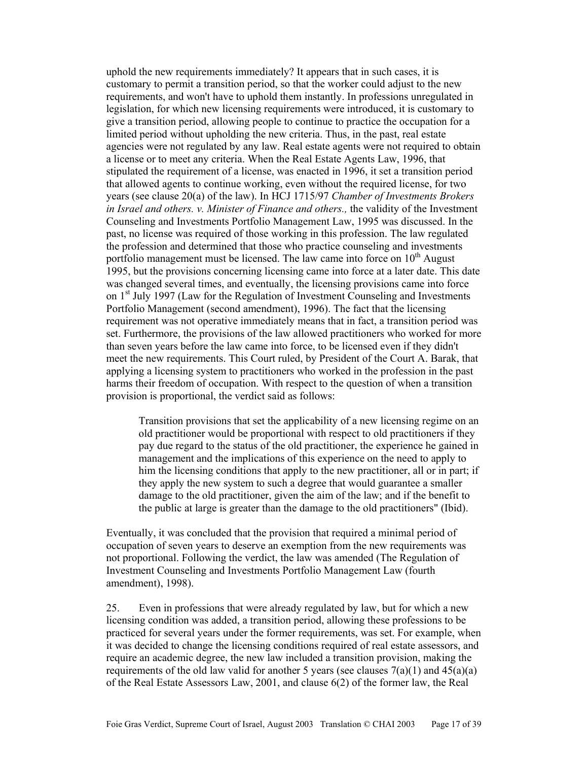uphold the new requirements immediately? It appears that in such cases, it is customary to permit a transition period, so that the worker could adjust to the new requirements, and won't have to uphold them instantly. In professions unregulated in legislation, for which new licensing requirements were introduced, it is customary to give a transition period, allowing people to continue to practice the occupation for a limited period without upholding the new criteria. Thus, in the past, real estate agencies were not regulated by any law. Real estate agents were not required to obtain a license or to meet any criteria. When the Real Estate Agents Law, 1996, that stipulated the requirement of a license, was enacted in 1996, it set a transition period that allowed agents to continue working, even without the required license, for two years (see clause 20(a) of the law). In HCJ 1715/97 *Chamber of Investments Brokers in Israel and others. v. Minister of Finance and others.,* the validity of the Investment Counseling and Investments Portfolio Management Law, 1995 was discussed. In the past, no license was required of those working in this profession. The law regulated the profession and determined that those who practice counseling and investments portfolio management must be licensed. The law came into force on 10th August 1995, but the provisions concerning licensing came into force at a later date. This date was changed several times, and eventually, the licensing provisions came into force on 1st July 1997 (Law for the Regulation of Investment Counseling and Investments Portfolio Management (second amendment), 1996). The fact that the licensing requirement was not operative immediately means that in fact, a transition period was set. Furthermore, the provisions of the law allowed practitioners who worked for more than seven years before the law came into force, to be licensed even if they didn't meet the new requirements. This Court ruled, by President of the Court A. Barak, that applying a licensing system to practitioners who worked in the profession in the past harms their freedom of occupation. With respect to the question of when a transition provision is proportional, the verdict said as follows:

> Transition provisions that set the applicability of a new licensing regime on an old practitioner would be proportional with respect to old practitioners if they pay due regard to the status of the old practitioner, the experience he gained in management and the implications of this experience on the need to apply to him the licensing conditions that apply to the new practitioner, all or in part; if they apply the new system to such a degree that would guarantee a smaller damage to the old practitioner, given the aim of the law; and if the benefit to the public at large is greater than the damage to the old practitioners" (Ibid).

Eventually, it was concluded that the provision that required a minimal period of occupation of seven years to deserve an exemption from the new requirements was not proportional. Following the verdict, the law was amended (The Regulation of Investment Counseling and Investments Portfolio Management Law (fourth amendment), 1998).

25. Even in professions that were already regulated by law, but for which a new licensing condition was added, a transition period, allowing these professions to be practiced for several years under the former requirements, was set. For example, when it was decided to change the licensing conditions required of real estate assessors, and require an academic degree, the new law included a transition provision, making the requirements of the old law valid for another 5 years (see clauses 7(a)(1) and 45(a)(a) of the Real Estate Assessors Law, 2001, and clause 6(2) of the former law, the Real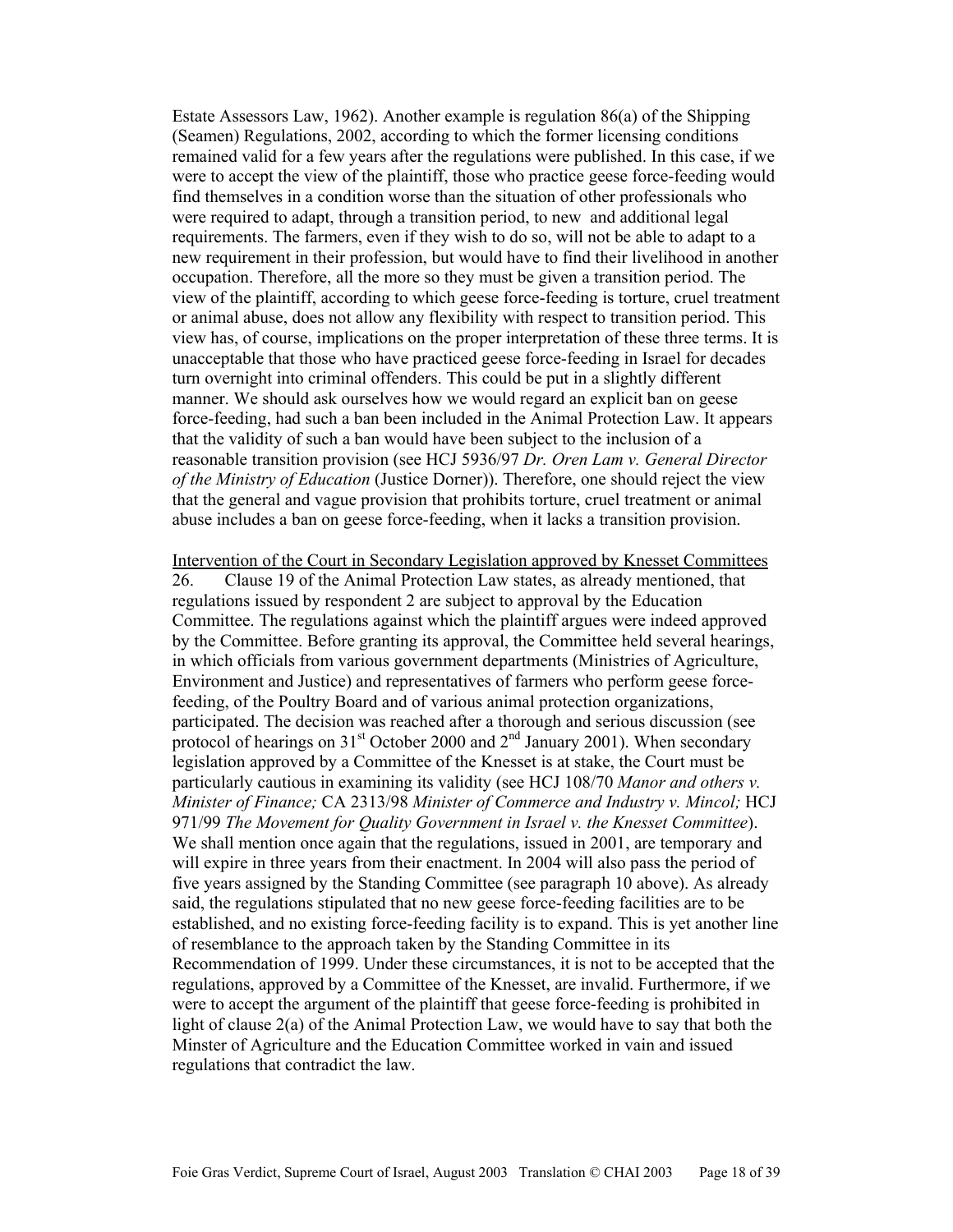Estate Assessors Law, 1962). Another example is regulation 86(a) of the Shipping (Seamen) Regulations, 2002, according to which the former licensing conditions remained valid for a few years after the regulations were published. In this case, if we were to accept the view of the plaintiff, those who practice geese force-feeding would find themselves in a condition worse than the situation of other professionals who were required to adapt, through a transition period, to new and additional legal requirements. The farmers, even if they wish to do so, will not be able to adapt to a new requirement in their profession, but would have to find their livelihood in another occupation. Therefore, all the more so they must be given a transition period. The view of the plaintiff, according to which geese force-feeding is torture, cruel treatment or animal abuse, does not allow any flexibility with respect to transition period. This view has, of course, implications on the proper interpretation of these three terms. It is unacceptable that those who have practiced geese force-feeding in Israel for decades turn overnight into criminal offenders. This could be put in a slightly different manner. We should ask ourselves how we would regard an explicit ban on geese force-feeding, had such a ban been included in the Animal Protection Law. It appears that the validity of such a ban would have been subject to the inclusion of a reasonable transition provision (see HCJ 5936/97 *Dr. Oren Lam v. General Director of the Ministry of Education* (Justice Dorner)). Therefore, one should reject the view that the general and vague provision that prohibits torture, cruel treatment or animal abuse includes a ban on geese force-feeding, when it lacks a transition provision.

<u>Intervention of the Court in Secondary Legislation approved by Knesset Committees</u>

26. Clause 19 of the Animal Protection Law states, as already mentioned, that regulations issued by respondent 2 are subject to approval by the Education Committee. The regulations against which the plaintiff argues were indeed approved by the Committee. Before granting its approval, the Committee held several hearings, in which officials from various government departments (Ministries of Agriculture, Environment and Justice) and representatives of farmers who perform geese force-feeding, of the Poultry Board and of various animal protection organizations, participated. The decision was reached after a thorough and serious discussion (see protocol of hearings on 31st October 2000 and 2nd January 2001). When secondary legislation approved by a Committee of the Knesset is at stake, the Court must be particularly cautious in examining its validity (see HCJ 108/70 *Manor and others v. Minister of Finance;* CA 2313/98 *Minister of Commerce and Industry v. Mincol;* HCJ 971/99 *The Movement for Quality Government in Israel v. the Knesset Committee*). We shall mention once again that the regulations, issued in 2001, are temporary and will expire in three years from their enactment. In 2004 will also pass the period of five years assigned by the Standing Committee (see paragraph 10 above). As already said, the regulations stipulated that no new geese force-feeding facilities are to be established, and no existing force-feeding facility is to expand. This is yet another line of resemblance to the approach taken by the Standing Committee in its Recommendation of 1999. Under these circumstances, it is not to be accepted that the regulations, approved by a Committee of the Knesset, are invalid. Furthermore, if we were to accept the argument of the plaintiff that geese force-feeding is prohibited in light of clause 2(a) of the Animal Protection Law, we would have to say that both the Minster of Agriculture and the Education Committee worked in vain and issued regulations that contradict the law.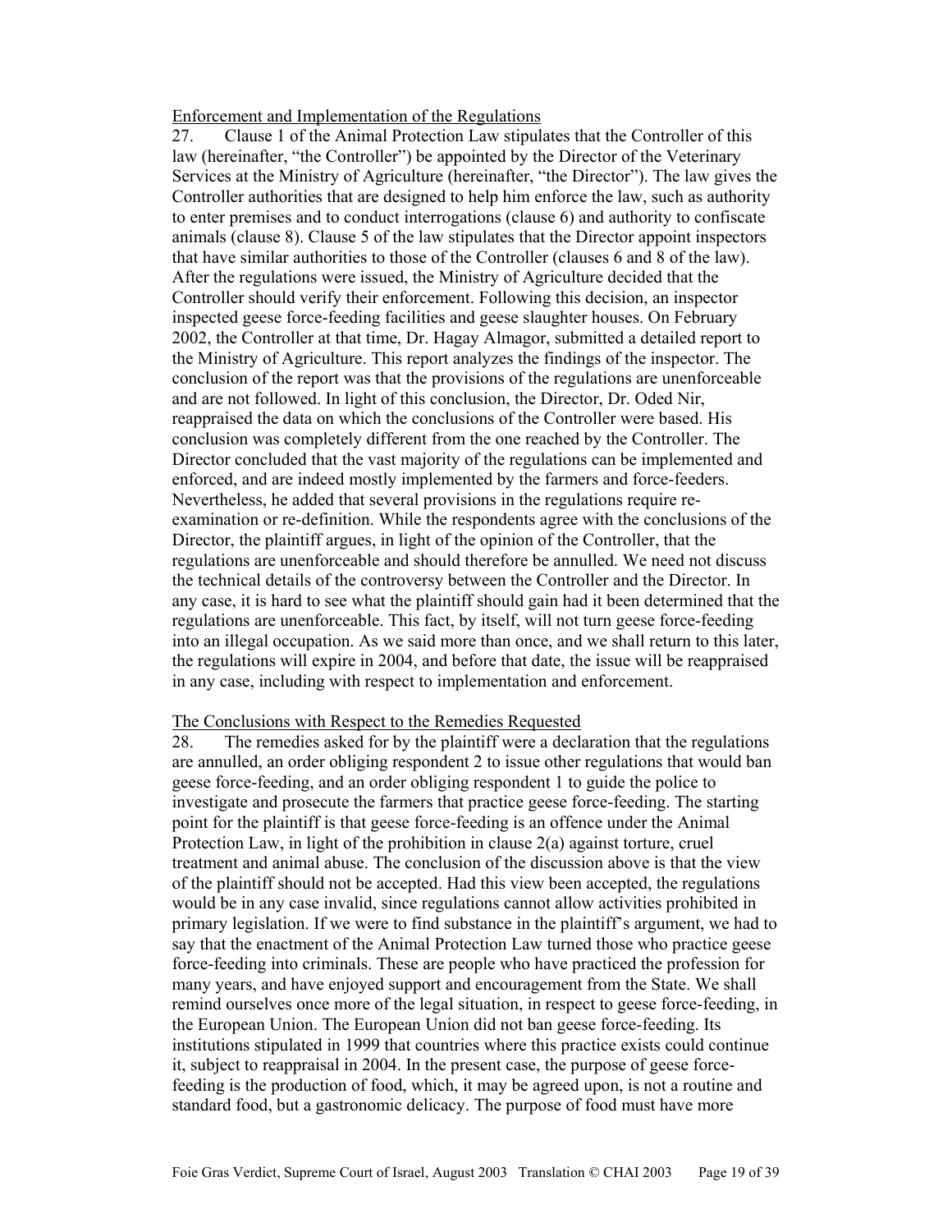<u>Enforcement and Implementation of the Regulations</u>

27. Clause 1 of the Animal Protection Law stipulates that the Controller of this law (hereinafter, "the Controller") be appointed by the Director of the Veterinary Services at the Ministry of Agriculture (hereinafter, "the Director"). The law gives the Controller authorities that are designed to help him enforce the law, such as authority to enter premises and to conduct interrogations (clause 6) and authority to confiscate animals (clause 8). Clause 5 of the law stipulates that the Director appoint inspectors that have similar authorities to those of the Controller (clauses 6 and 8 of the law). After the regulations were issued, the Ministry of Agriculture decided that the Controller should verify their enforcement. Following this decision, an inspector inspected geese force-feeding facilities and geese slaughter houses. On February 2002, the Controller at that time, Dr. Hagay Almagor, submitted a detailed report to the Ministry of Agriculture. This report analyzes the findings of the inspector. The conclusion of the report was that the provisions of the regulations are unenforceable and are not followed. In light of this conclusion, the Director, Dr. Oded Nir, reappraised the data on which the conclusions of the Controller were based. His conclusion was completely different from the one reached by the Controller. The Director concluded that the vast majority of the regulations can be implemented and enforced, and are indeed mostly implemented by the farmers and force-feeders. Nevertheless, he added that several provisions in the regulations require re-examination or re-definition. While the respondents agree with the conclusions of the Director, the plaintiff argues, in light of the opinion of the Controller, that the regulations are unenforceable and should therefore be annulled. We need not discuss the technical details of the controversy between the Controller and the Director. In any case, it is hard to see what the plaintiff should gain had it been determined that the regulations are unenforceable. This fact, by itself, will not turn geese force-feeding into an illegal occupation. As we said more than once, and we shall return to this later, the regulations will expire in 2004, and before that date, the issue will be reappraised in any case, including with respect to implementation and enforcement.

<u>The Conclusions with Respect to the Remedies Requested</u>

28. The remedies asked for by the plaintiff were a declaration that the regulations are annulled, an order obliging respondent 2 to issue other regulations that would ban geese force-feeding, and an order obliging respondent 1 to guide the police to investigate and prosecute the farmers that practice geese force-feeding. The starting point for the plaintiff is that geese force-feeding is an offence under the Animal Protection Law, in light of the prohibition in clause 2(a) against torture, cruel treatment and animal abuse. The conclusion of the discussion above is that the view of the plaintiff should not be accepted. Had this view been accepted, the regulations would be in any case invalid, since regulations cannot allow activities prohibited in primary legislation. If we were to find substance in the plaintiff's argument, we had to say that the enactment of the Animal Protection Law turned those who practice geese force-feeding into criminals. These are people who have practiced the profession for many years, and have enjoyed support and encouragement from the State. We shall remind ourselves once more of the legal situation, in respect to geese force-feeding, in the European Union. The European Union did not ban geese force-feeding. Its institutions stipulated in 1999 that countries where this practice exists could continue it, subject to reappraisal in 2004. In the present case, the purpose of geese force-feeding is the production of food, which, it may be agreed upon, is not a routine and standard food, but a gastronomic delicacy. The purpose of food must have more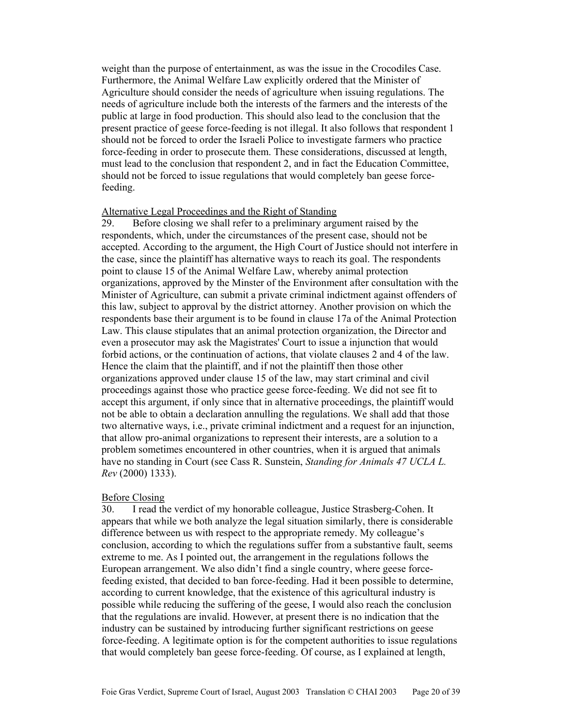weight than the purpose of entertainment, as was the issue in the Crocodiles Case. Furthermore, the Animal Welfare Law explicitly ordered that the Minister of Agriculture should consider the needs of agriculture when issuing regulations. The needs of agriculture include both the interests of the farmers and the interests of the public at large in food production. This should also lead to the conclusion that the present practice of geese force-feeding is not illegal. It also follows that respondent 1 should not be forced to order the Israeli Police to investigate farmers who practice force-feeding in order to prosecute them. These considerations, discussed at length, must lead to the conclusion that respondent 2, and in fact the Education Committee, should not be forced to issue regulations that would completely ban geese force-feeding.

Alternative Legal Proceedings and the Right of Standing

29. Before closing we shall refer to a preliminary argument raised by the respondents, which, under the circumstances of the present case, should not be accepted. According to the argument, the High Court of Justice should not interfere in the case, since the plaintiff has alternative ways to reach its goal. The respondents point to clause 15 of the Animal Welfare Law, whereby animal protection organizations, approved by the Minster of the Environment after consultation with the Minister of Agriculture, can submit a private criminal indictment against offenders of this law, subject to approval by the district attorney. Another provision on which the respondents base their argument is to be found in clause 17a of the Animal Protection Law. This clause stipulates that an animal protection organization, the Director and even a prosecutor may ask the Magistrates' Court to issue a injunction that would forbid actions, or the continuation of actions, that violate clauses 2 and 4 of the law. Hence the claim that the plaintiff, and if not the plaintiff then those other organizations approved under clause 15 of the law, may start criminal and civil proceedings against those who practice geese force-feeding. We did not see fit to accept this argument, if only since that in alternative proceedings, the plaintiff would not be able to obtain a declaration annulling the regulations. We shall add that those two alternative ways, i.e., private criminal indictment and a request for an injunction, that allow pro-animal organizations to represent their interests, are a solution to a problem sometimes encountered in other countries, when it is argued that animals have no standing in Court (see Cass R. Sunstein, *Standing for Animals 47 UCLA L. Rev* (2000) 1333).

Before Closing

30. I read the verdict of my honorable colleague, Justice Strasberg-Cohen. It appears that while we both analyze the legal situation similarly, there is considerable difference between us with respect to the appropriate remedy. My colleague's conclusion, according to which the regulations suffer from a substantive fault, seems extreme to me. As I pointed out, the arrangement in the regulations follows the European arrangement. We also didn't find a single country, where geese force-feeding existed, that decided to ban force-feeding. Had it been possible to determine, according to current knowledge, that the existence of this agricultural industry is possible while reducing the suffering of the geese, I would also reach the conclusion that the regulations are invalid. However, at present there is no indication that the industry can be sustained by introducing further significant restrictions on geese force-feeding. A legitimate option is for the competent authorities to issue regulations that would completely ban geese force-feeding. Of course, as I explained at length,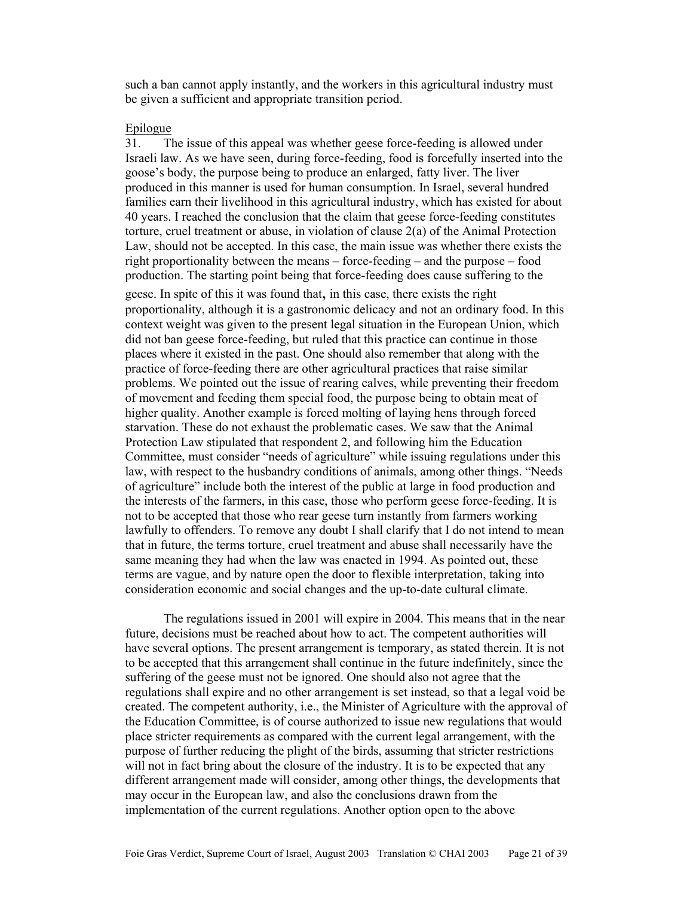such a ban cannot apply instantly, and the workers in this agricultural industry must be given a sufficient and appropriate transition period.

Epilogue

31. The issue of this appeal was whether geese force-feeding is allowed under Israeli law. As we have seen, during force-feeding, food is forcefully inserted into the goose's body, the purpose being to produce an enlarged, fatty liver. The liver produced in this manner is used for human consumption. In Israel, several hundred families earn their livelihood in this agricultural industry, which has existed for about 40 years. I reached the conclusion that the claim that geese force-feeding constitutes torture, cruel treatment or abuse, in violation of clause 2(a) of the Animal Protection Law, should not be accepted. In this case, the main issue was whether there exists the right proportionality between the means – force-feeding – and the purpose – food production. The starting point being that force-feeding does cause suffering to the geese. In spite of this it was found that**,** in this case, there exists the right proportionality, although it is a gastronomic delicacy and not an ordinary food. In this context weight was given to the present legal situation in the European Union, which did not ban geese force-feeding, but ruled that this practice can continue in those places where it existed in the past. One should also remember that along with the practice of force-feeding there are other agricultural practices that raise similar problems. We pointed out the issue of rearing calves, while preventing their freedom of movement and feeding them special food, the purpose being to obtain meat of higher quality. Another example is forced molting of laying hens through forced starvation. These do not exhaust the problematic cases. We saw that the Animal Protection Law stipulated that respondent 2, and following him the Education Committee, must consider "needs of agriculture" while issuing regulations under this law, with respect to the husbandry conditions of animals, among other things. "Needs of agriculture" include both the interest of the public at large in food production and the interests of the farmers, in this case, those who perform geese force-feeding. It is not to be accepted that those who rear geese turn instantly from farmers working lawfully to offenders. To remove any doubt I shall clarify that I do not intend to mean that in future, the terms torture, cruel treatment and abuse shall necessarily have the same meaning they had when the law was enacted in 1994. As pointed out, these terms are vague, and by nature open the door to flexible interpretation, taking into consideration economic and social changes and the up-to-date cultural climate.

The regulations issued in 2001 will expire in 2004. This means that in the near future, decisions must be reached about how to act. The competent authorities will have several options. The present arrangement is temporary, as stated therein. It is not to be accepted that this arrangement shall continue in the future indefinitely, since the suffering of the geese must not be ignored. One should also not agree that the regulations shall expire and no other arrangement is set instead, so that a legal void be created. The competent authority, i.e., the Minister of Agriculture with the approval of the Education Committee, is of course authorized to issue new regulations that would place stricter requirements as compared with the current legal arrangement, with the purpose of further reducing the plight of the birds, assuming that stricter restrictions will not in fact bring about the closure of the industry. It is to be expected that any different arrangement made will consider, among other things, the developments that may occur in the European law, and also the conclusions drawn from the implementation of the current regulations. Another option open to the above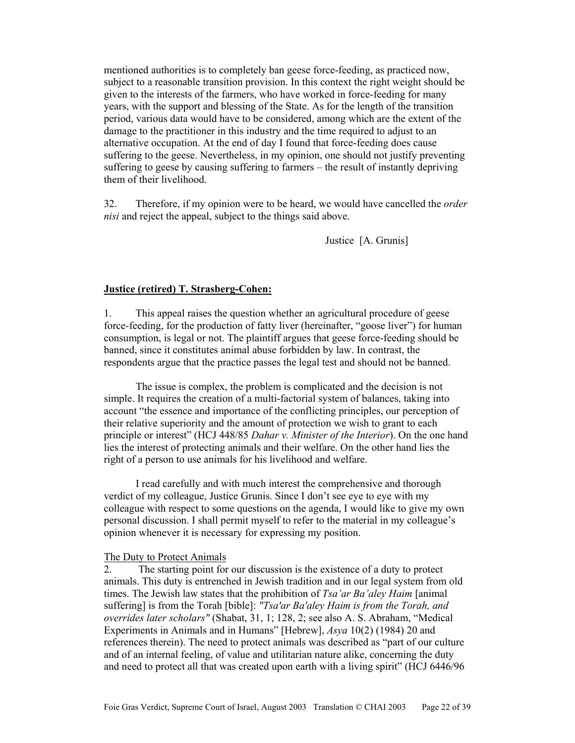mentioned authorities is to completely ban geese force-feeding, as practiced now, subject to a reasonable transition provision. In this context the right weight should be given to the interests of the farmers, who have worked in force-feeding for many years, with the support and blessing of the State. As for the length of the transition period, various data would have to be considered, among which are the extent of the damage to the practitioner in this industry and the time required to adjust to an alternative occupation. At the end of day I found that force-feeding does cause suffering to the geese. Nevertheless, in my opinion, one should not justify preventing suffering to geese by causing suffering to farmers – the result of instantly depriving them of their livelihood.

32. Therefore, if my opinion were to be heard, we would have cancelled the *order nisi* and reject the appeal, subject to the things said above.

Justice [A. Grunis]

**Justice (retired) T. Strasberg-Cohen:**

1. This appeal raises the question whether an agricultural procedure of geese force-feeding, for the production of fatty liver (hereinafter, "goose liver") for human consumption, is legal or not. The plaintiff argues that geese force-feeding should be banned, since it constitutes animal abuse forbidden by law. In contrast, the respondents argue that the practice passes the legal test and should not be banned.

The issue is complex, the problem is complicated and the decision is not simple. It requires the creation of a multi-factorial system of balances, taking into account "the essence and importance of the conflicting principles, our perception of their relative superiority and the amount of protection we wish to grant to each principle or interest" (HCJ 448/85 *Dahar v. Minister of the Interior*). On the one hand lies the interest of protecting animals and their welfare. On the other hand lies the right of a person to use animals for his livelihood and welfare.

I read carefully and with much interest the comprehensive and thorough verdict of my colleague, Justice Grunis. Since I don't see eye to eye with my colleague with respect to some questions on the agenda, I would like to give my own personal discussion. I shall permit myself to refer to the material in my colleague's opinion whenever it is necessary for expressing my position.

The Duty to Protect Animals

2. The starting point for our discussion is the existence of a duty to protect animals. This duty is entrenched in Jewish tradition and in our legal system from old times. The Jewish law states that the prohibition of *Tsa'ar Ba'aley Haim* [animal suffering] is from the Torah [bible]: *"Tsa'ar Ba'aley Haim is from the Torah, and overrides later scholars"* (Shabat, 31, 1; 128, 2; see also A. S. Abraham, "Medical Experiments in Animals and in Humans" [Hebrew], *Asya* 10(2) (1984) 20 and references therein). The need to protect animals was described as "part of our culture and of an internal feeling, of value and utilitarian nature alike, concerning the duty and need to protect all that was created upon earth with a living spirit" (HCJ 6446/96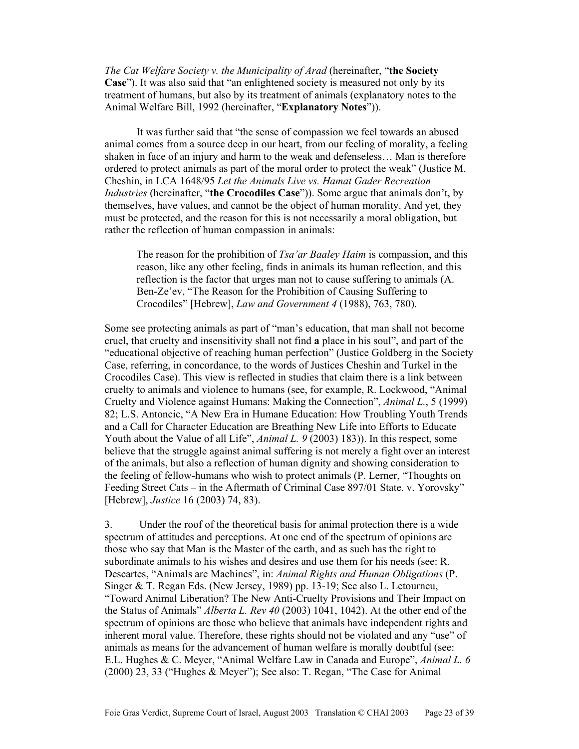*The Cat Welfare Society v. the Municipality of Arad* (hereinafter, "**the Society Case**"). It was also said that "an enlightened society is measured not only by its treatment of humans, but also by its treatment of animals (explanatory notes to the Animal Welfare Bill, 1992 (hereinafter, "**Explanatory Notes**")).

It was further said that "the sense of compassion we feel towards an abused animal comes from a source deep in our heart, from our feeling of morality, a feeling shaken in face of an injury and harm to the weak and defenseless… Man is therefore ordered to protect animals as part of the moral order to protect the weak" (Justice M. Cheshin, in LCA 1648/95 *Let the Animals Live vs. Hamat Gader Recreation Industries* (hereinafter, "**the Crocodiles Case**")). Some argue that animals don't, by themselves, have values, and cannot be the object of human morality. And yet, they must be protected, and the reason for this is not necessarily a moral obligation, but rather the reflection of human compassion in animals:

> The reason for the prohibition of *Tsa'ar Baaley Haim* is compassion, and this reason, like any other feeling, finds in animals its human reflection, and this reflection is the factor that urges man not to cause suffering to animals (A. Ben-Ze'ev, "The Reason for the Prohibition of Causing Suffering to Crocodiles" [Hebrew], *Law and Government 4* (1988), 763, 780).

Some see protecting animals as part of "man's education, that man shall not become cruel, that cruelty and insensitivity shall not find **a** place in his soul", and part of the "educational objective of reaching human perfection" (Justice Goldberg in the Society Case, referring, in concordance, to the words of Justices Cheshin and Turkel in the Crocodiles Case). This view is reflected in studies that claim there is a link between cruelty to animals and violence to humans (see, for example, R. Lockwood, "Animal Cruelty and Violence against Humans: Making the Connection", *Animal L.*, 5 (1999) 82; L.S. Antoncic, "A New Era in Humane Education: How Troubling Youth Trends and a Call for Character Education are Breathing New Life into Efforts to Educate Youth about the Value of all Life", *Animal L. 9* (2003) 183)). In this respect, some believe that the struggle against animal suffering is not merely a fight over an interest of the animals, but also a reflection of human dignity and showing consideration to the feeling of fellow-humans who wish to protect animals (P. Lerner, "Thoughts on Feeding Street Cats – in the Aftermath of Criminal Case 897/01 State. v. Yorovsky" [Hebrew], *Justice* 16 (2003) 74, 83).

3. Under the roof of the theoretical basis for animal protection there is a wide spectrum of attitudes and perceptions. At one end of the spectrum of opinions are those who say that Man is the Master of the earth, and as such has the right to subordinate animals to his wishes and desires and use them for his needs (see: R. Descartes, "Animals are Machines", in: *Animal Rights and Human Obligations* (P. Singer & T. Regan Eds. (New Jersey, 1989) pp. 13-19; See also L. Letourneu, "Toward Animal Liberation? The New Anti-Cruelty Provisions and Their Impact on the Status of Animals" *Alberta L. Rev 40* (2003) 1041, 1042). At the other end of the spectrum of opinions are those who believe that animals have independent rights and inherent moral value. Therefore, these rights should not be violated and any "use" of animals as means for the advancement of human welfare is morally doubtful (see: E.L. Hughes & C. Meyer, "Animal Welfare Law in Canada and Europe", *Animal L. 6* (2000) 23, 33 ("Hughes & Meyer"); See also: T. Regan, "The Case for Animal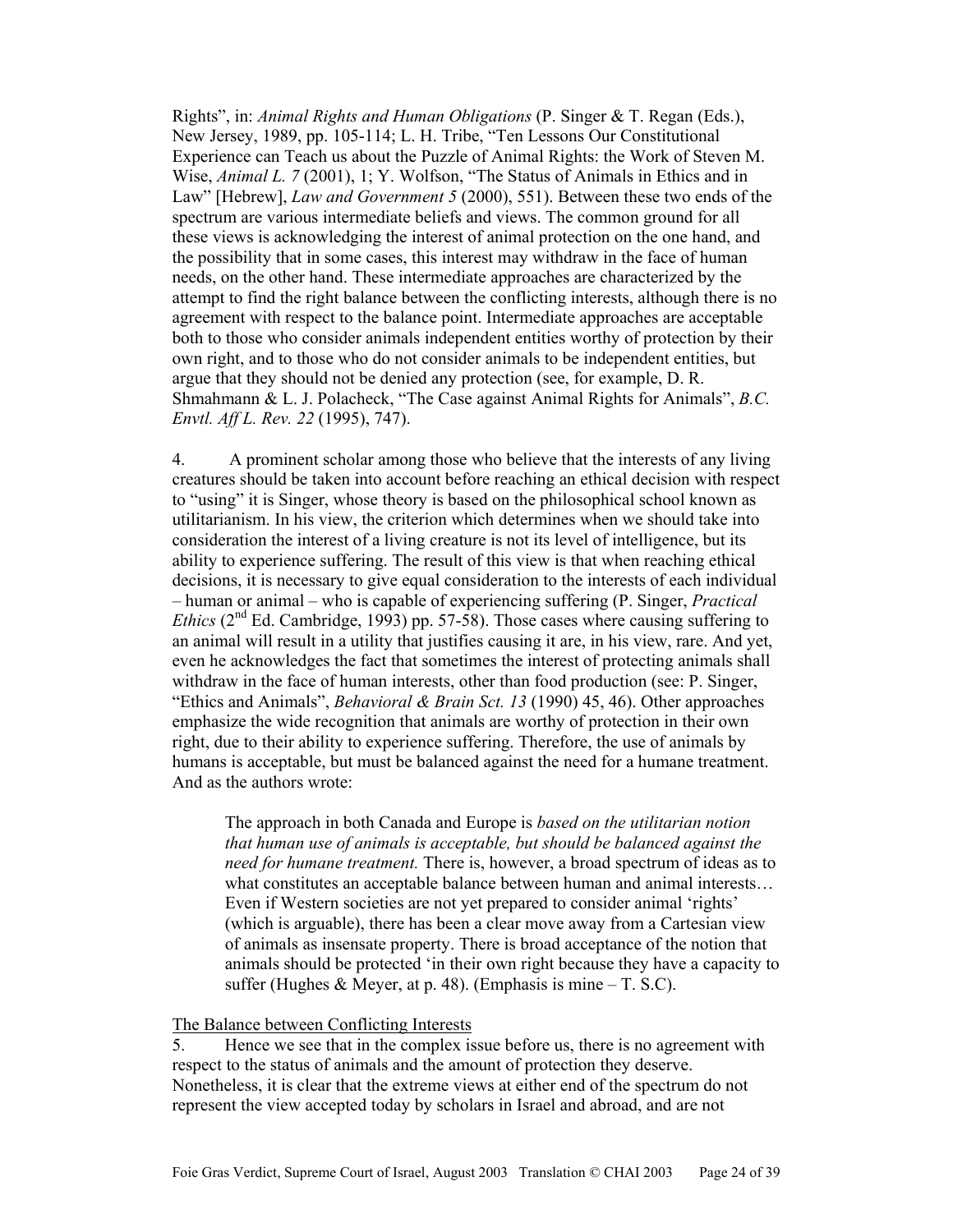Rights", in: *Animal Rights and Human Obligations* (P. Singer & T. Regan (Eds.), New Jersey, 1989, pp. 105-114; L. H. Tribe, "Ten Lessons Our Constitutional Experience can Teach us about the Puzzle of Animal Rights: the Work of Steven M. Wise, *Animal L. 7* (2001), 1; Y. Wolfson, "The Status of Animals in Ethics and in Law" [Hebrew], *Law and Government 5* (2000), 551). Between these two ends of the spectrum are various intermediate beliefs and views. The common ground for all these views is acknowledging the interest of animal protection on the one hand, and the possibility that in some cases, this interest may withdraw in the face of human needs, on the other hand. These intermediate approaches are characterized by the attempt to find the right balance between the conflicting interests, although there is no agreement with respect to the balance point. Intermediate approaches are acceptable both to those who consider animals independent entities worthy of protection by their own right, and to those who do not consider animals to be independent entities, but argue that they should not be denied any protection (see, for example, D. R. Shmahmann & L. J. Polacheck, "The Case against Animal Rights for Animals", *B.C. Envtl. Aff L. Rev. 22* (1995), 747).

4. A prominent scholar among those who believe that the interests of any living creatures should be taken into account before reaching an ethical decision with respect to "using" it is Singer, whose theory is based on the philosophical school known as utilitarianism. In his view, the criterion which determines when we should take into consideration the interest of a living creature is not its level of intelligence, but its ability to experience suffering. The result of this view is that when reaching ethical decisions, it is necessary to give equal consideration to the interests of each individual – human or animal – who is capable of experiencing suffering (P. Singer, *Practical Ethics* (2nd Ed. Cambridge, 1993) pp. 57-58). Those cases where causing suffering to an animal will result in a utility that justifies causing it are, in his view, rare. And yet, even he acknowledges the fact that sometimes the interest of protecting animals shall withdraw in the face of human interests, other than food production (see: P. Singer, "Ethics and Animals", *Behavioral & Brain Sct. 13* (1990) 45, 46). Other approaches emphasize the wide recognition that animals are worthy of protection in their own right, due to their ability to experience suffering. Therefore, the use of animals by humans is acceptable, but must be balanced against the need for a humane treatment. And as the authors wrote:

> The approach in both Canada and Europe is *based on the utilitarian notion that human use of animals is acceptable, but should be balanced against the need for humane treatment.* There is, however, a broad spectrum of ideas as to what constitutes an acceptable balance between human and animal interests… Even if Western societies are not yet prepared to consider animal 'rights' (which is arguable), there has been a clear move away from a Cartesian view of animals as insensate property. There is broad acceptance of the notion that animals should be protected 'in their own right because they have a capacity to suffer (Hughes & Meyer, at p. 48). (Emphasis is mine – T. S.C).

<u>The Balance between Conflicting Interests</u>

5. Hence we see that in the complex issue before us, there is no agreement with respect to the status of animals and the amount of protection they deserve. Nonetheless, it is clear that the extreme views at either end of the spectrum do not represent the view accepted today by scholars in Israel and abroad, and are not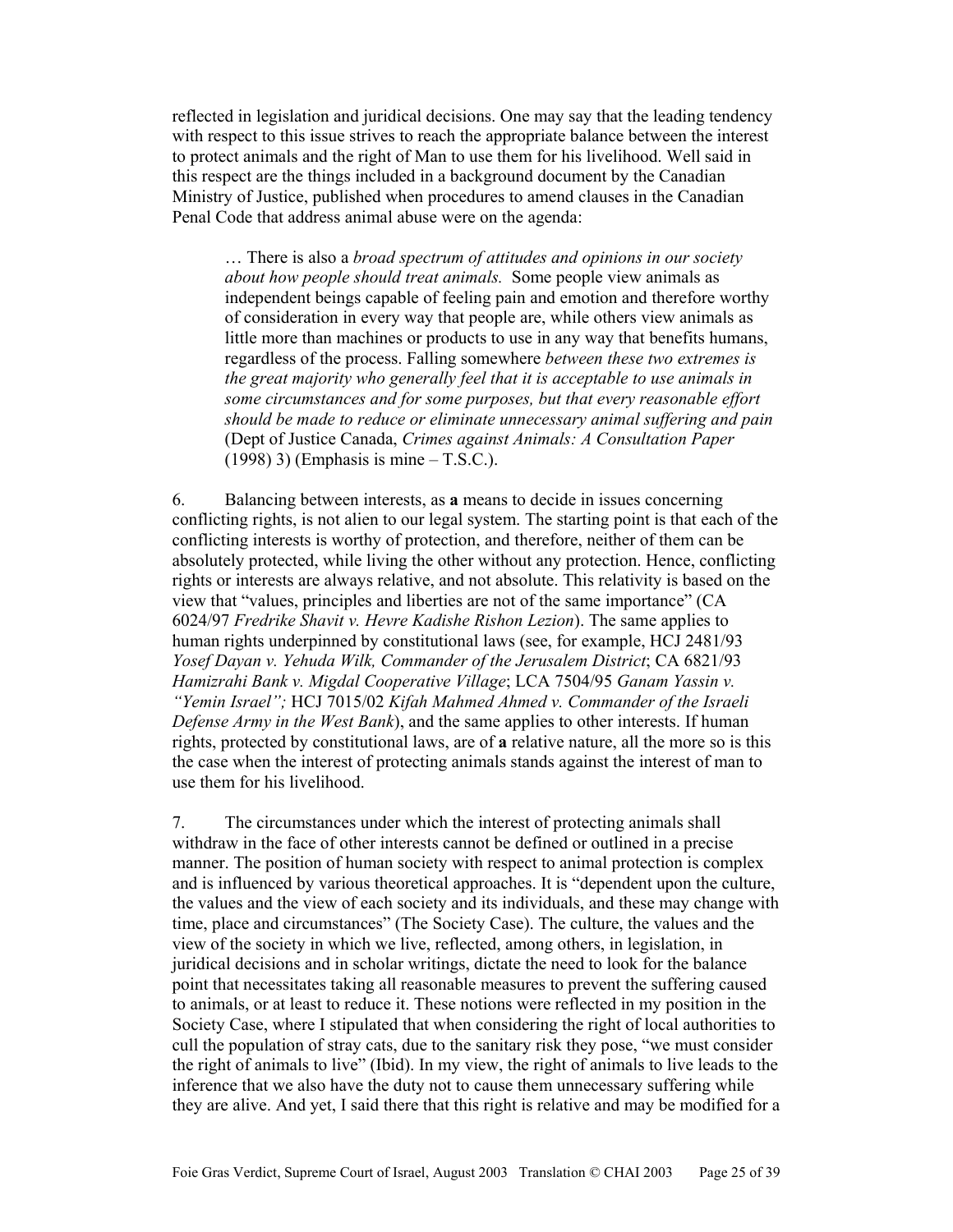reflected in legislation and juridical decisions. One may say that the leading tendency with respect to this issue strives to reach the appropriate balance between the interest to protect animals and the right of Man to use them for his livelihood. Well said in this respect are the things included in a background document by the Canadian Ministry of Justice, published when procedures to amend clauses in the Canadian Penal Code that address animal abuse were on the agenda:

> … There is also a *broad spectrum of attitudes and opinions in our society about how people should treat animals.* Some people view animals as independent beings capable of feeling pain and emotion and therefore worthy of consideration in every way that people are, while others view animals as little more than machines or products to use in any way that benefits humans, regardless of the process. Falling somewhere *between these two extremes is the great majority who generally feel that it is acceptable to use animals in some circumstances and for some purposes, but that every reasonable effort should be made to reduce or eliminate unnecessary animal suffering and pain* (Dept of Justice Canada, *Crimes against Animals: A Consultation Paper* (1998) 3) (Emphasis is mine – T.S.C.).

6. Balancing between interests, as **a** means to decide in issues concerning conflicting rights, is not alien to our legal system. The starting point is that each of the conflicting interests is worthy of protection, and therefore, neither of them can be absolutely protected, while living the other without any protection. Hence, conflicting rights or interests are always relative, and not absolute. This relativity is based on the view that "values, principles and liberties are not of the same importance" (CA 6024/97 *Fredrike Shavit v. Hevre Kadishe Rishon Lezion*). The same applies to human rights underpinned by constitutional laws (see, for example, HCJ 2481/93 *Yosef Dayan v. Yehuda Wilk, Commander of the Jerusalem District*; CA 6821/93 *Hamizrahi Bank v. Migdal Cooperative Village*; LCA 7504/95 *Ganam Yassin v. "Yemin Israel";* HCJ 7015/02 *Kifah Mahmed Ahmed v. Commander of the Israeli Defense Army in the West Bank*), and the same applies to other interests. If human rights, protected by constitutional laws, are of **a** relative nature, all the more so is this the case when the interest of protecting animals stands against the interest of man to use them for his livelihood.

7. The circumstances under which the interest of protecting animals shall withdraw in the face of other interests cannot be defined or outlined in a precise manner. The position of human society with respect to animal protection is complex and is influenced by various theoretical approaches. It is "dependent upon the culture, the values and the view of each society and its individuals, and these may change with time, place and circumstances" (The Society Case). The culture, the values and the view of the society in which we live, reflected, among others, in legislation, in juridical decisions and in scholar writings, dictate the need to look for the balance point that necessitates taking all reasonable measures to prevent the suffering caused to animals, or at least to reduce it. These notions were reflected in my position in the Society Case, where I stipulated that when considering the right of local authorities to cull the population of stray cats, due to the sanitary risk they pose, "we must consider the right of animals to live" (Ibid). In my view, the right of animals to live leads to the inference that we also have the duty not to cause them unnecessary suffering while they are alive. And yet, I said there that this right is relative and may be modified for a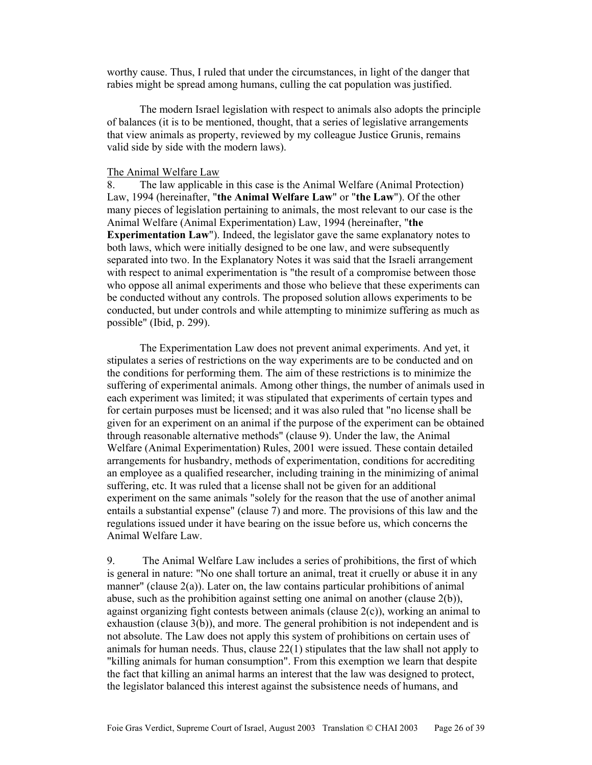worthy cause. Thus, I ruled that under the circumstances, in light of the danger that rabies might be spread among humans, culling the cat population was justified.

The modern Israel legislation with respect to animals also adopts the principle of balances (it is to be mentioned, thought, that a series of legislative arrangements that view animals as property, reviewed by my colleague Justice Grunis, remains valid side by side with the modern laws).

The Animal Welfare Law

8. The law applicable in this case is the Animal Welfare (Animal Protection) Law, 1994 (hereinafter, "**the Animal Welfare Law**" or "**the Law**"). Of the other many pieces of legislation pertaining to animals, the most relevant to our case is the Animal Welfare (Animal Experimentation) Law, 1994 (hereinafter, "**the Experimentation Law**"). Indeed, the legislator gave the same explanatory notes to both laws, which were initially designed to be one law, and were subsequently separated into two. In the Explanatory Notes it was said that the Israeli arrangement with respect to animal experimentation is "the result of a compromise between those who oppose all animal experiments and those who believe that these experiments can be conducted without any controls. The proposed solution allows experiments to be conducted, but under controls and while attempting to minimize suffering as much as possible" (Ibid, p. 299).

The Experimentation Law does not prevent animal experiments. And yet, it stipulates a series of restrictions on the way experiments are to be conducted and on the conditions for performing them. The aim of these restrictions is to minimize the suffering of experimental animals. Among other things, the number of animals used in each experiment was limited; it was stipulated that experiments of certain types and for certain purposes must be licensed; and it was also ruled that "no license shall be given for an experiment on an animal if the purpose of the experiment can be obtained through reasonable alternative methods" (clause 9). Under the law, the Animal Welfare (Animal Experimentation) Rules, 2001 were issued. These contain detailed arrangements for husbandry, methods of experimentation, conditions for accrediting an employee as a qualified researcher, including training in the minimizing of animal suffering, etc. It was ruled that a license shall not be given for an additional experiment on the same animals "solely for the reason that the use of another animal entails a substantial expense" (clause 7) and more. The provisions of this law and the regulations issued under it have bearing on the issue before us, which concerns the Animal Welfare Law.

9. The Animal Welfare Law includes a series of prohibitions, the first of which is general in nature: "No one shall torture an animal, treat it cruelly or abuse it in any manner" (clause 2(a)). Later on, the law contains particular prohibitions of animal abuse, such as the prohibition against setting one animal on another (clause 2(b)), against organizing fight contests between animals (clause 2(c)), working an animal to exhaustion (clause 3(b)), and more. The general prohibition is not independent and is not absolute. The Law does not apply this system of prohibitions on certain uses of animals for human needs. Thus, clause 22(1) stipulates that the law shall not apply to "killing animals for human consumption". From this exemption we learn that despite the fact that killing an animal harms an interest that the law was designed to protect, the legislator balanced this interest against the subsistence needs of humans, and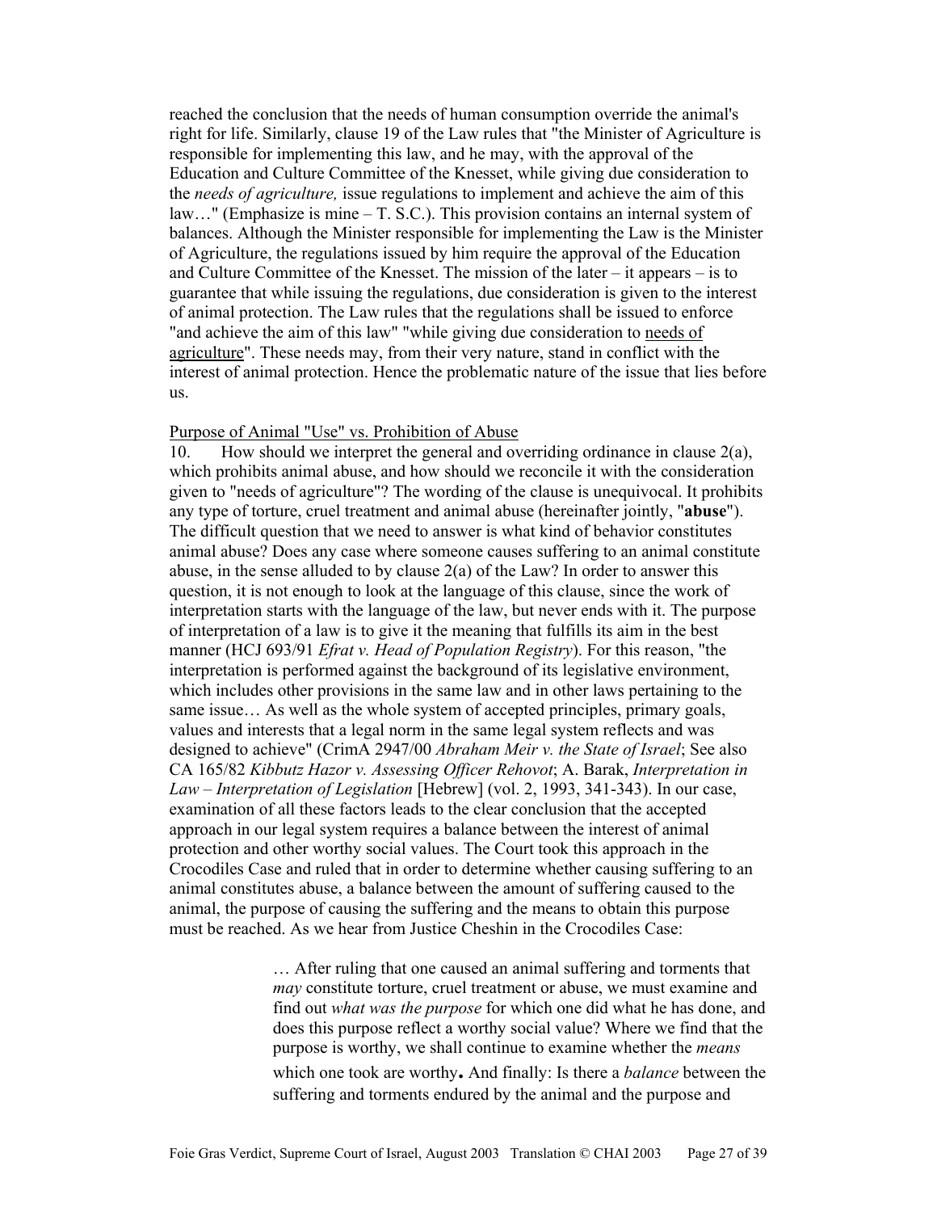reached the conclusion that the needs of human consumption override the animal's right for life. Similarly, clause 19 of the Law rules that "the Minister of Agriculture is responsible for implementing this law, and he may, with the approval of the Education and Culture Committee of the Knesset, while giving due consideration to the *needs of agriculture,* issue regulations to implement and achieve the aim of this law…" (Emphasize is mine – T. S.C.). This provision contains an internal system of balances. Although the Minister responsible for implementing the Law is the Minister of Agriculture, the regulations issued by him require the approval of the Education and Culture Committee of the Knesset. The mission of the later – it appears – is to guarantee that while issuing the regulations, due consideration is given to the interest of animal protection. The Law rules that the regulations shall be issued to enforce "and achieve the aim of this law" "while giving due consideration to <u>needs of agriculture</u>". These needs may, from their very nature, stand in conflict with the interest of animal protection. Hence the problematic nature of the issue that lies before us.

<u>Purpose of Animal "Use" vs. Prohibition of Abuse</u>

10. How should we interpret the general and overriding ordinance in clause 2(a), which prohibits animal abuse, and how should we reconcile it with the consideration given to "needs of agriculture"? The wording of the clause is unequivocal. It prohibits any type of torture, cruel treatment and animal abuse (hereinafter jointly, "**abuse**"). The difficult question that we need to answer is what kind of behavior constitutes animal abuse? Does any case where someone causes suffering to an animal constitute abuse, in the sense alluded to by clause 2(a) of the Law? In order to answer this question, it is not enough to look at the language of this clause, since the work of interpretation starts with the language of the law, but never ends with it. The purpose of interpretation of a law is to give it the meaning that fulfills its aim in the best manner (HCJ 693/91 *Efrat v. Head of Population Registry*). For this reason, "the interpretation is performed against the background of its legislative environment, which includes other provisions in the same law and in other laws pertaining to the same issue… As well as the whole system of accepted principles, primary goals, values and interests that a legal norm in the same legal system reflects and was designed to achieve" (CrimA 2947/00 *Abraham Meir v. the State of Israel*; See also CA 165/82 *Kibbutz Hazor v. Assessing Officer Rehovot*; A. Barak, *Interpretation in Law – Interpretation of Legislation* [Hebrew] (vol. 2, 1993, 341-343). In our case, examination of all these factors leads to the clear conclusion that the accepted approach in our legal system requires a balance between the interest of animal protection and other worthy social values. The Court took this approach in the Crocodiles Case and ruled that in order to determine whether causing suffering to an animal constitutes abuse, a balance between the amount of suffering caused to the animal, the purpose of causing the suffering and the means to obtain this purpose must be reached. As we hear from Justice Cheshin in the Crocodiles Case:

> … After ruling that one caused an animal suffering and torments that *may* constitute torture, cruel treatment or abuse, we must examine and find out *what was the purpose* for which one did what he has done, and does this purpose reflect a worthy social value? Where we find that the purpose is worthy, we shall continue to examine whether the *means* which one took are worthy**.** And finally: Is there a *balance* between the suffering and torments endured by the animal and the purpose and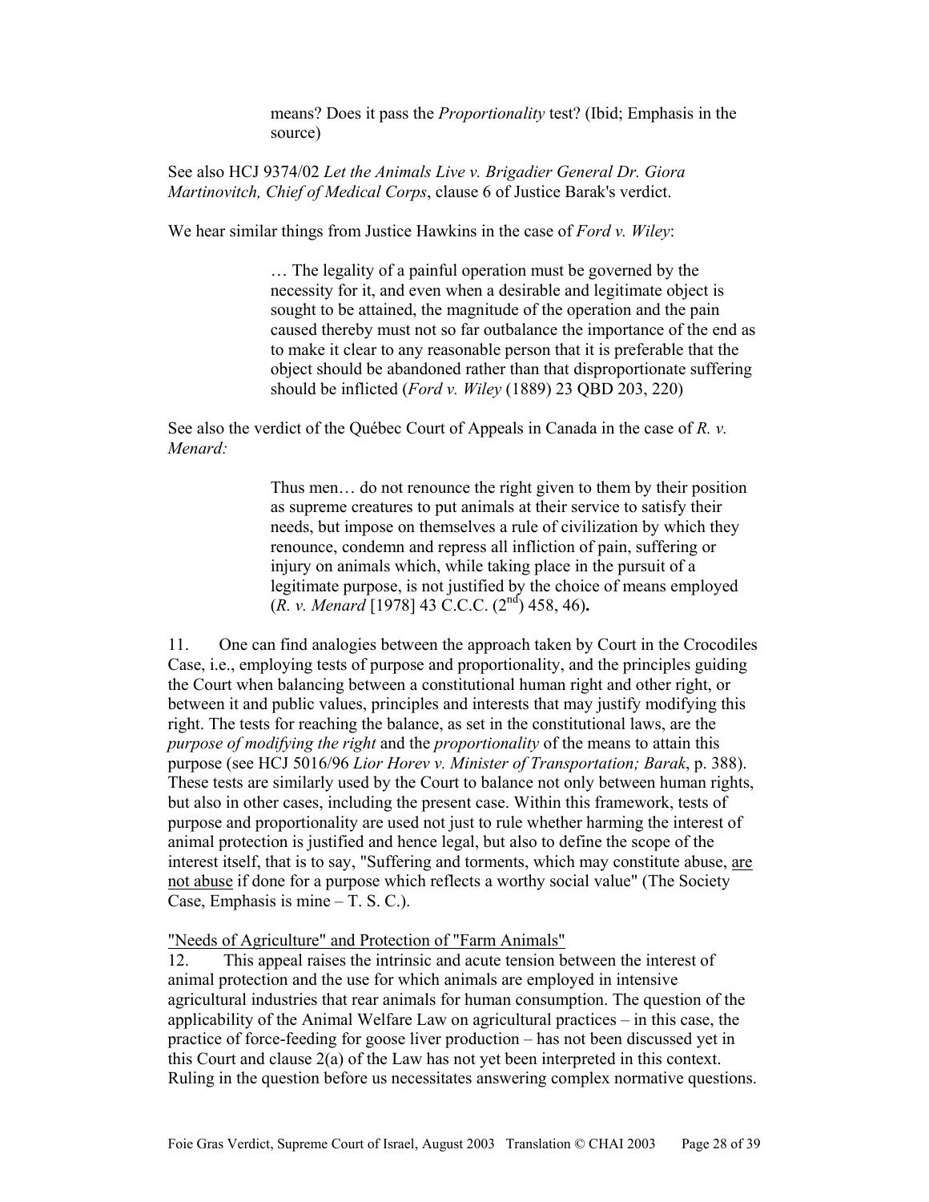> means? Does it pass the *Proportionality* test? (Ibid; Emphasis in the source)

See also HCJ 9374/02 *Let the Animals Live v. Brigadier General Dr. Giora Martinovitch, Chief of Medical Corps*, clause 6 of Justice Barak's verdict.

We hear similar things from Justice Hawkins in the case of *Ford v. Wiley*:

> … The legality of a painful operation must be governed by the necessity for it, and even when a desirable and legitimate object is sought to be attained, the magnitude of the operation and the pain caused thereby must not so far outbalance the importance of the end as to make it clear to any reasonable person that it is preferable that the object should be abandoned rather than that disproportionate suffering should be inflicted (*Ford v. Wiley* (1889) 23 QBD 203, 220)

See also the verdict of the Québec Court of Appeals in Canada in the case of *R. v. Menard:*

> Thus men… do not renounce the right given to them by their position as supreme creatures to put animals at their service to satisfy their needs, but impose on themselves a rule of civilization by which they renounce, condemn and repress all infliction of pain, suffering or injury on animals which, while taking place in the pursuit of a legitimate purpose, is not justified by the choice of means employed (*R. v. Menard* [1978] 43 C.C.C. (2nd) 458, 46)**.**

11. One can find analogies between the approach taken by Court in the Crocodiles Case, i.e., employing tests of purpose and proportionality, and the principles guiding the Court when balancing between a constitutional human right and other right, or between it and public values, principles and interests that may justify modifying this right. The tests for reaching the balance, as set in the constitutional laws, are the *purpose of modifying the right* and the *proportionality* of the means to attain this purpose (see HCJ 5016/96 *Lior Horev v. Minister of Transportation; Barak*, p. 388). These tests are similarly used by the Court to balance not only between human rights, but also in other cases, including the present case. Within this framework, tests of purpose and proportionality are used not just to rule whether harming the interest of animal protection is justified and hence legal, but also to define the scope of the interest itself, that is to say, "Suffering and torments, which may constitute abuse, <u>are not abuse</u> if done for a purpose which reflects a worthy social value" (The Society Case, Emphasis is mine – T. S. C.).

<u>"Needs of Agriculture" and Protection of "Farm Animals"</u>

12. This appeal raises the intrinsic and acute tension between the interest of animal protection and the use for which animals are employed in intensive agricultural industries that rear animals for human consumption. The question of the applicability of the Animal Welfare Law on agricultural practices – in this case, the practice of force-feeding for goose liver production – has not been discussed yet in this Court and clause 2(a) of the Law has not yet been interpreted in this context. Ruling in the question before us necessitates answering complex normative questions.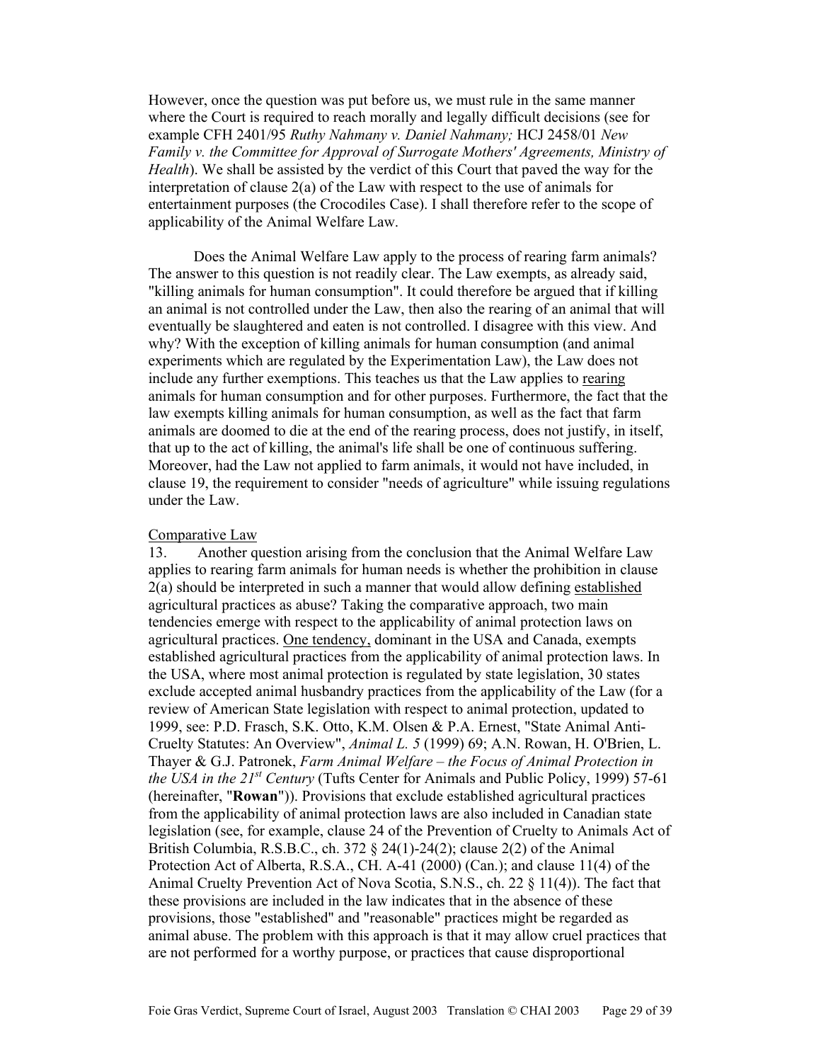However, once the question was put before us, we must rule in the same manner where the Court is required to reach morally and legally difficult decisions (see for example CFH 2401/95 *Ruthy Nahmany v. Daniel Nahmany;* HCJ 2458/01 *New Family v. the Committee for Approval of Surrogate Mothers' Agreements, Ministry of Health*). We shall be assisted by the verdict of this Court that paved the way for the interpretation of clause 2(a) of the Law with respect to the use of animals for entertainment purposes (the Crocodiles Case). I shall therefore refer to the scope of applicability of the Animal Welfare Law.

Does the Animal Welfare Law apply to the process of rearing farm animals? The answer to this question is not readily clear. The Law exempts, as already said, "killing animals for human consumption". It could therefore be argued that if killing an animal is not controlled under the Law, then also the rearing of an animal that will eventually be slaughtered and eaten is not controlled. I disagree with this view. And why? With the exception of killing animals for human consumption (and animal experiments which are regulated by the Experimentation Law), the Law does not include any further exemptions. This teaches us that the Law applies to rearing animals for human consumption and for other purposes. Furthermore, the fact that the law exempts killing animals for human consumption, as well as the fact that farm animals are doomed to die at the end of the rearing process, does not justify, in itself, that up to the act of killing, the animal's life shall be one of continuous suffering. Moreover, had the Law not applied to farm animals, it would not have included, in clause 19, the requirement to consider "needs of agriculture" while issuing regulations under the Law.

Comparative Law

13. Another question arising from the conclusion that the Animal Welfare Law applies to rearing farm animals for human needs is whether the prohibition in clause 2(a) should be interpreted in such a manner that would allow defining established agricultural practices as abuse? Taking the comparative approach, two main tendencies emerge with respect to the applicability of animal protection laws on agricultural practices. One tendency, dominant in the USA and Canada, exempts established agricultural practices from the applicability of animal protection laws. In the USA, where most animal protection is regulated by state legislation, 30 states exclude accepted animal husbandry practices from the applicability of the Law (for a review of American State legislation with respect to animal protection, updated to 1999, see: P.D. Frasch, S.K. Otto, K.M. Olsen & P.A. Ernest, "State Animal Anti-Cruelty Statutes: An Overview", *Animal L. 5* (1999) 69; A.N. Rowan, H. O'Brien, L. Thayer & G.J. Patronek, *Farm Animal Welfare – the Focus of Animal Protection in the USA in the 21st Century* (Tufts Center for Animals and Public Policy, 1999) 57-61 (hereinafter, "**Rowan**")). Provisions that exclude established agricultural practices from the applicability of animal protection laws are also included in Canadian state legislation (see, for example, clause 24 of the Prevention of Cruelty to Animals Act of British Columbia, R.S.B.C., ch. 372 § 24(1)-24(2); clause 2(2) of the Animal Protection Act of Alberta, R.S.A., CH. A-41 (2000) (Can.); and clause 11(4) of the Animal Cruelty Prevention Act of Nova Scotia, S.N.S., ch. 22 § 11(4)). The fact that these provisions are included in the law indicates that in the absence of these provisions, those "established" and "reasonable" practices might be regarded as animal abuse. The problem with this approach is that it may allow cruel practices that are not performed for a worthy purpose, or practices that cause disproportional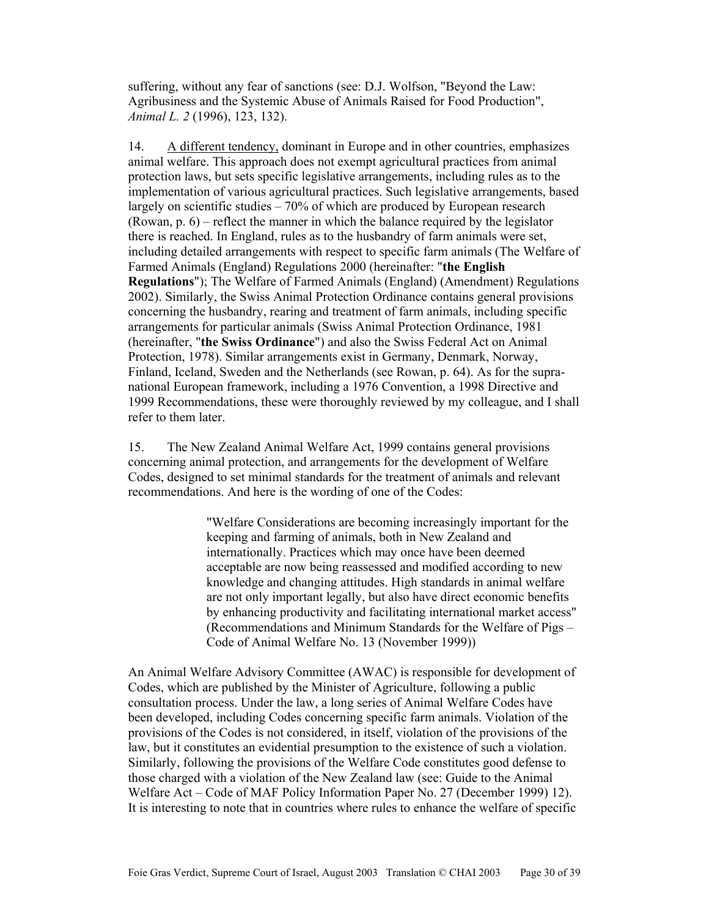suffering, without any fear of sanctions (see: D.J. Wolfson, "Beyond the Law: Agribusiness and the Systemic Abuse of Animals Raised for Food Production", *Animal L. 2* (1996), 123, 132).

14. A different tendency, dominant in Europe and in other countries, emphasizes animal welfare. This approach does not exempt agricultural practices from animal protection laws, but sets specific legislative arrangements, including rules as to the implementation of various agricultural practices. Such legislative arrangements, based largely on scientific studies – 70% of which are produced by European research (Rowan, p. 6) – reflect the manner in which the balance required by the legislator there is reached. In England, rules as to the husbandry of farm animals were set, including detailed arrangements with respect to specific farm animals (The Welfare of Farmed Animals (England) Regulations 2000 (hereinafter: "**the English Regulations**"); The Welfare of Farmed Animals (England) (Amendment) Regulations 2002). Similarly, the Swiss Animal Protection Ordinance contains general provisions concerning the husbandry, rearing and treatment of farm animals, including specific arrangements for particular animals (Swiss Animal Protection Ordinance, 1981 (hereinafter, "**the Swiss Ordinance**") and also the Swiss Federal Act on Animal Protection, 1978). Similar arrangements exist in Germany, Denmark, Norway, Finland, Iceland, Sweden and the Netherlands (see Rowan, p. 64). As for the supra-national European framework, including a 1976 Convention, a 1998 Directive and 1999 Recommendations, these were thoroughly reviewed by my colleague, and I shall refer to them later.

15. The New Zealand Animal Welfare Act, 1999 contains general provisions concerning animal protection, and arrangements for the development of Welfare Codes, designed to set minimal standards for the treatment of animals and relevant recommendations. And here is the wording of one of the Codes:

> "Welfare Considerations are becoming increasingly important for the keeping and farming of animals, both in New Zealand and internationally. Practices which may once have been deemed acceptable are now being reassessed and modified according to new knowledge and changing attitudes. High standards in animal welfare are not only important legally, but also have direct economic benefits by enhancing productivity and facilitating international market access" (Recommendations and Minimum Standards for the Welfare of Pigs – Code of Animal Welfare No. 13 (November 1999))

An Animal Welfare Advisory Committee (AWAC) is responsible for development of Codes, which are published by the Minister of Agriculture, following a public consultation process. Under the law, a long series of Animal Welfare Codes have been developed, including Codes concerning specific farm animals. Violation of the provisions of the Codes is not considered, in itself, violation of the provisions of the law, but it constitutes an evidential presumption to the existence of such a violation. Similarly, following the provisions of the Welfare Code constitutes good defense to those charged with a violation of the New Zealand law (see: Guide to the Animal Welfare Act – Code of MAF Policy Information Paper No. 27 (December 1999) 12). It is interesting to note that in countries where rules to enhance the welfare of specific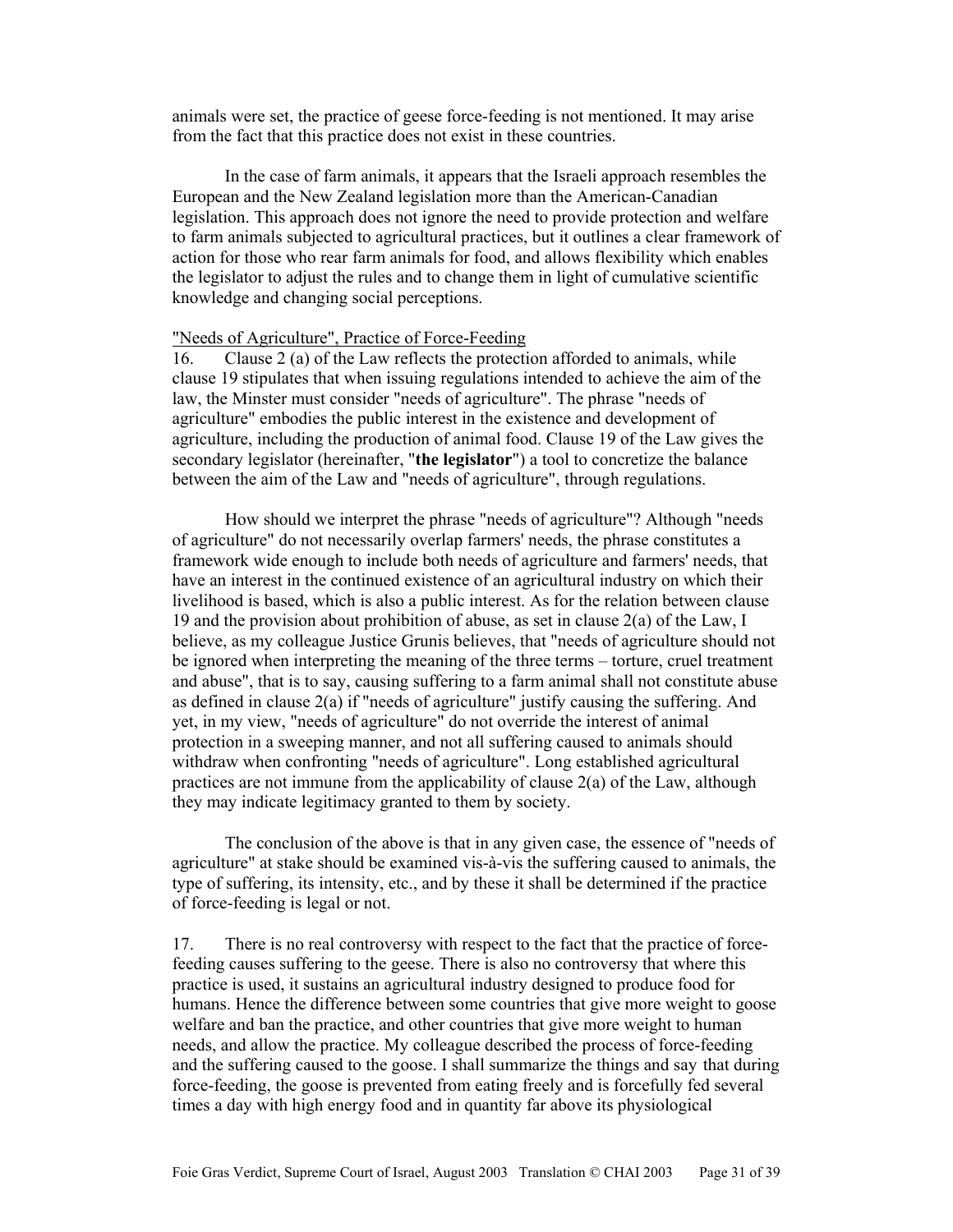animals were set, the practice of geese force-feeding is not mentioned. It may arise from the fact that this practice does not exist in these countries.

In the case of farm animals, it appears that the Israeli approach resembles the European and the New Zealand legislation more than the American-Canadian legislation. This approach does not ignore the need to provide protection and welfare to farm animals subjected to agricultural practices, but it outlines a clear framework of action for those who rear farm animals for food, and allows flexibility which enables the legislator to adjust the rules and to change them in light of cumulative scientific knowledge and changing social perceptions.

"Needs of Agriculture", Practice of Force-Feeding

16. Clause 2 (a) of the Law reflects the protection afforded to animals, while clause 19 stipulates that when issuing regulations intended to achieve the aim of the law, the Minster must consider "needs of agriculture". The phrase "needs of agriculture" embodies the public interest in the existence and development of agriculture, including the production of animal food. Clause 19 of the Law gives the secondary legislator (hereinafter, "**the legislator**") a tool to concretize the balance between the aim of the Law and "needs of agriculture", through regulations.

How should we interpret the phrase "needs of agriculture"? Although "needs of agriculture" do not necessarily overlap farmers' needs, the phrase constitutes a framework wide enough to include both needs of agriculture and farmers' needs, that have an interest in the continued existence of an agricultural industry on which their livelihood is based, which is also a public interest. As for the relation between clause 19 and the provision about prohibition of abuse, as set in clause 2(a) of the Law, I believe, as my colleague Justice Grunis believes, that "needs of agriculture should not be ignored when interpreting the meaning of the three terms – torture, cruel treatment and abuse", that is to say, causing suffering to a farm animal shall not constitute abuse as defined in clause 2(a) if "needs of agriculture" justify causing the suffering. And yet, in my view, "needs of agriculture" do not override the interest of animal protection in a sweeping manner, and not all suffering caused to animals should withdraw when confronting "needs of agriculture". Long established agricultural practices are not immune from the applicability of clause 2(a) of the Law, although they may indicate legitimacy granted to them by society.

The conclusion of the above is that in any given case, the essence of "needs of agriculture" at stake should be examined vis-à-vis the suffering caused to animals, the type of suffering, its intensity, etc., and by these it shall be determined if the practice of force-feeding is legal or not.

17. There is no real controversy with respect to the fact that the practice of force-feeding causes suffering to the geese. There is also no controversy that where this practice is used, it sustains an agricultural industry designed to produce food for humans. Hence the difference between some countries that give more weight to goose welfare and ban the practice, and other countries that give more weight to human needs, and allow the practice. My colleague described the process of force-feeding and the suffering caused to the goose. I shall summarize the things and say that during force-feeding, the goose is prevented from eating freely and is forcefully fed several times a day with high energy food and in quantity far above its physiological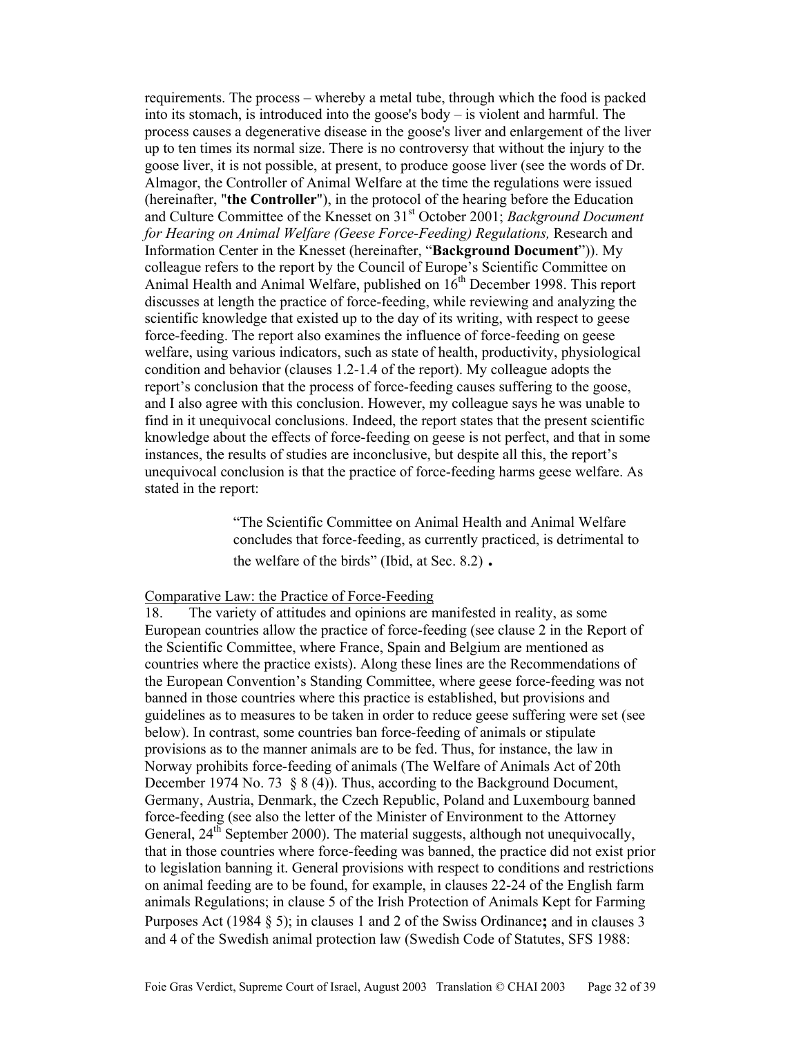requirements. The process – whereby a metal tube, through which the food is packed into its stomach, is introduced into the goose's body – is violent and harmful. The process causes a degenerative disease in the goose's liver and enlargement of the liver up to ten times its normal size. There is no controversy that without the injury to the goose liver, it is not possible, at present, to produce goose liver (see the words of Dr. Almagor, the Controller of Animal Welfare at the time the regulations were issued (hereinafter, "**the Controller**"), in the protocol of the hearing before the Education and Culture Committee of the Knesset on 31st October 2001; *Background Document for Hearing on Animal Welfare (Geese Force-Feeding) Regulations,* Research and Information Center in the Knesset (hereinafter, "**Background Document**")). My colleague refers to the report by the Council of Europe's Scientific Committee on Animal Health and Animal Welfare, published on 16th December 1998. This report discusses at length the practice of force-feeding, while reviewing and analyzing the scientific knowledge that existed up to the day of its writing, with respect to geese force-feeding. The report also examines the influence of force-feeding on geese welfare, using various indicators, such as state of health, productivity, physiological condition and behavior (clauses 1.2-1.4 of the report). My colleague adopts the report's conclusion that the process of force-feeding causes suffering to the goose, and I also agree with this conclusion. However, my colleague says he was unable to find in it unequivocal conclusions. Indeed, the report states that the present scientific knowledge about the effects of force-feeding on geese is not perfect, and that in some instances, the results of studies are inconclusive, but despite all this, the report's unequivocal conclusion is that the practice of force-feeding harms geese welfare. As stated in the report:

> "The Scientific Committee on Animal Health and Animal Welfare concludes that force-feeding, as currently practiced, is detrimental to the welfare of the birds" (Ibid, at Sec. 8.2) **.**

<u>Comparative Law: the Practice of Force-Feeding</u>

18. The variety of attitudes and opinions are manifested in reality, as some European countries allow the practice of force-feeding (see clause 2 in the Report of the Scientific Committee, where France, Spain and Belgium are mentioned as countries where the practice exists). Along these lines are the Recommendations of the European Convention's Standing Committee, where geese force-feeding was not banned in those countries where this practice is established, but provisions and guidelines as to measures to be taken in order to reduce geese suffering were set (see below). In contrast, some countries ban force-feeding of animals or stipulate provisions as to the manner animals are to be fed. Thus, for instance, the law in Norway prohibits force-feeding of animals (The Welfare of Animals Act of 20th December 1974 No. 73 § 8 (4)). Thus, according to the Background Document, Germany, Austria, Denmark, the Czech Republic, Poland and Luxembourg banned force-feeding (see also the letter of the Minister of Environment to the Attorney General, 24th September 2000). The material suggests, although not unequivocally, that in those countries where force-feeding was banned, the practice did not exist prior to legislation banning it. General provisions with respect to conditions and restrictions on animal feeding are to be found, for example, in clauses 22-24 of the English farm animals Regulations; in clause 5 of the Irish Protection of Animals Kept for Farming Purposes Act (1984 § 5); in clauses 1 and 2 of the Swiss Ordinance**;** and in clauses 3 and 4 of the Swedish animal protection law (Swedish Code of Statutes, SFS 1988: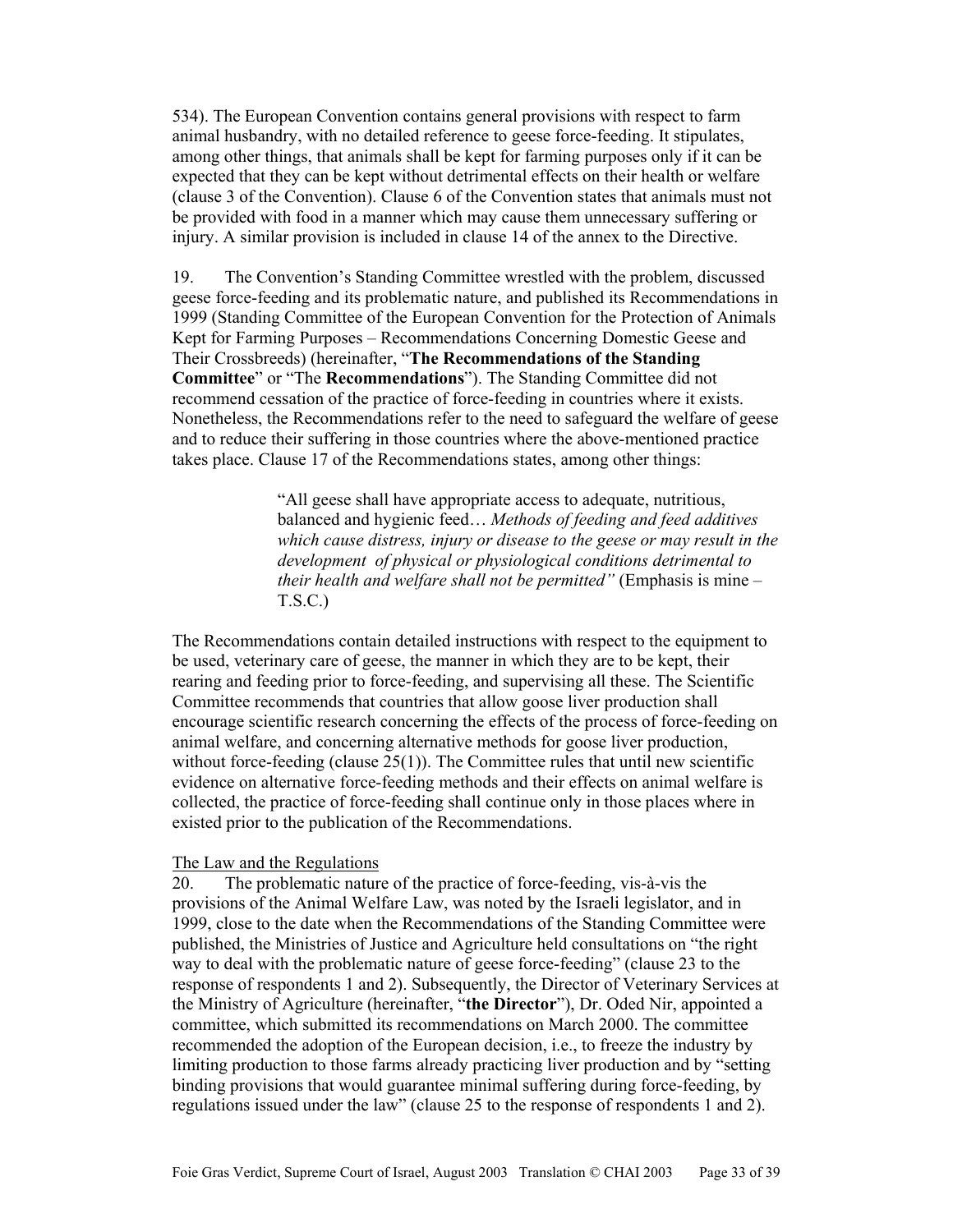534). The European Convention contains general provisions with respect to farm animal husbandry, with no detailed reference to geese force-feeding. It stipulates, among other things, that animals shall be kept for farming purposes only if it can be expected that they can be kept without detrimental effects on their health or welfare (clause 3 of the Convention). Clause 6 of the Convention states that animals must not be provided with food in a manner which may cause them unnecessary suffering or injury. A similar provision is included in clause 14 of the annex to the Directive.

19. The Convention's Standing Committee wrestled with the problem, discussed geese force-feeding and its problematic nature, and published its Recommendations in 1999 (Standing Committee of the European Convention for the Protection of Animals Kept for Farming Purposes – Recommendations Concerning Domestic Geese and Their Crossbreeds) (hereinafter, "**The Recommendations of the Standing Committee**" or "The **Recommendations**"). The Standing Committee did not recommend cessation of the practice of force-feeding in countries where it exists. Nonetheless, the Recommendations refer to the need to safeguard the welfare of geese and to reduce their suffering in those countries where the above-mentioned practice takes place. Clause 17 of the Recommendations states, among other things:

> "All geese shall have appropriate access to adequate, nutritious, balanced and hygienic feed… *Methods of feeding and feed additives which cause distress, injury or disease to the geese or may result in the development of physical or physiological conditions detrimental to their health and welfare shall not be permitted"* (Emphasis is mine – T.S.C.)

The Recommendations contain detailed instructions with respect to the equipment to be used, veterinary care of geese, the manner in which they are to be kept, their rearing and feeding prior to force-feeding, and supervising all these. The Scientific Committee recommends that countries that allow goose liver production shall encourage scientific research concerning the effects of the process of force-feeding on animal welfare, and concerning alternative methods for goose liver production, without force-feeding (clause 25(1)). The Committee rules that until new scientific evidence on alternative force-feeding methods and their effects on animal welfare is collected, the practice of force-feeding shall continue only in those places where in existed prior to the publication of the Recommendations.

The Law and the Regulations

20. The problematic nature of the practice of force-feeding, vis-à-vis the provisions of the Animal Welfare Law, was noted by the Israeli legislator, and in 1999, close to the date when the Recommendations of the Standing Committee were published, the Ministries of Justice and Agriculture held consultations on "the right way to deal with the problematic nature of geese force-feeding" (clause 23 to the response of respondents 1 and 2). Subsequently, the Director of Veterinary Services at the Ministry of Agriculture (hereinafter, "**the Director**"), Dr. Oded Nir, appointed a committee, which submitted its recommendations on March 2000. The committee recommended the adoption of the European decision, i.e., to freeze the industry by limiting production to those farms already practicing liver production and by "setting binding provisions that would guarantee minimal suffering during force-feeding, by regulations issued under the law" (clause 25 to the response of respondents 1 and 2).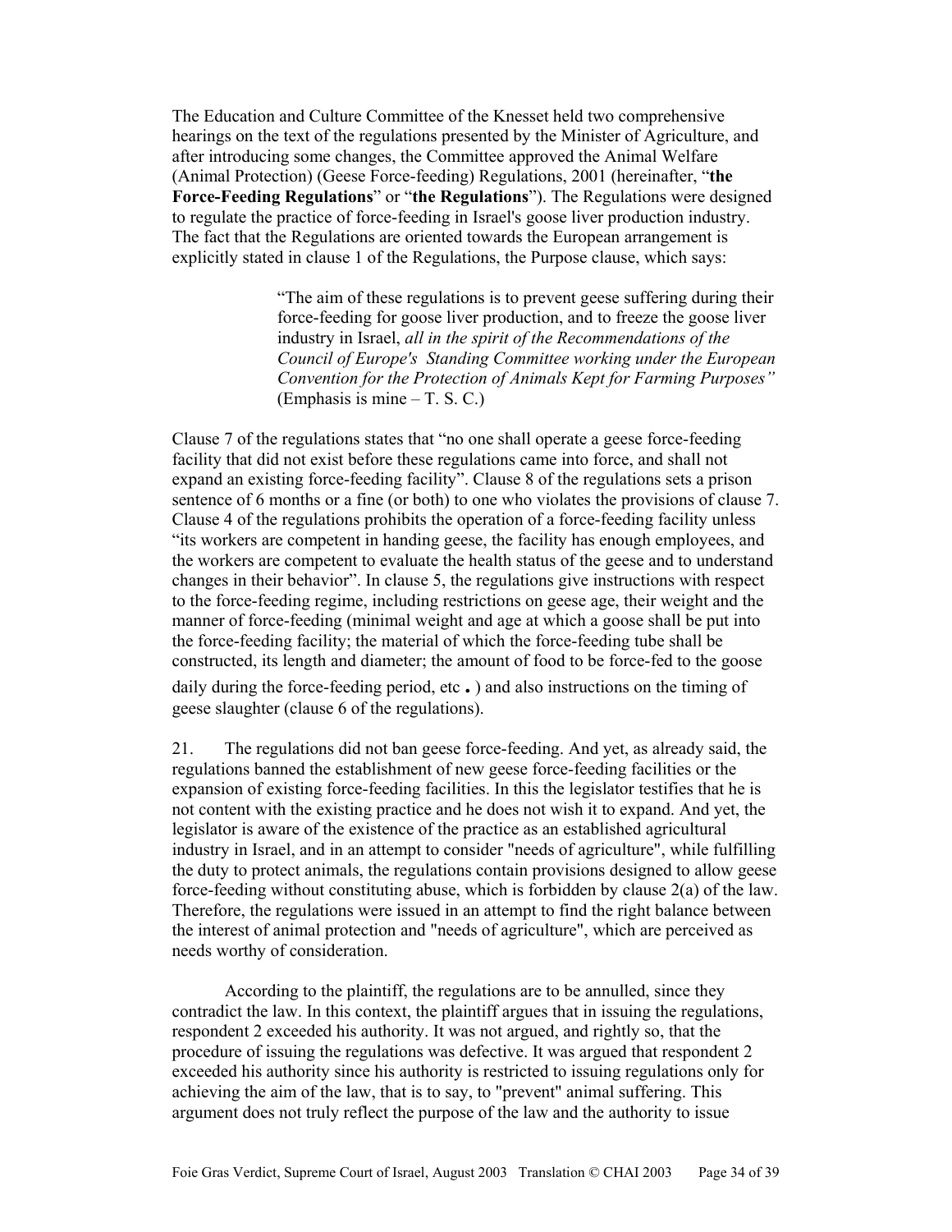The Education and Culture Committee of the Knesset held two comprehensive hearings on the text of the regulations presented by the Minister of Agriculture, and after introducing some changes, the Committee approved the Animal Welfare (Animal Protection) (Geese Force-feeding) Regulations, 2001 (hereinafter, "**the Force-Feeding Regulations**" or "**the Regulations**"). The Regulations were designed to regulate the practice of force-feeding in Israel's goose liver production industry. The fact that the Regulations are oriented towards the European arrangement is explicitly stated in clause 1 of the Regulations, the Purpose clause, which says:

> "The aim of these regulations is to prevent geese suffering during their force-feeding for goose liver production, and to freeze the goose liver industry in Israel, *all in the spirit of the Recommendations of the Council of Europe's Standing Committee working under the European Convention for the Protection of Animals Kept for Farming Purposes"* (Emphasis is mine – T. S. C.)

Clause 7 of the regulations states that "no one shall operate a geese force-feeding facility that did not exist before these regulations came into force, and shall not expand an existing force-feeding facility". Clause 8 of the regulations sets a prison sentence of 6 months or a fine (or both) to one who violates the provisions of clause 7. Clause 4 of the regulations prohibits the operation of a force-feeding facility unless "its workers are competent in handing geese, the facility has enough employees, and the workers are competent to evaluate the health status of the geese and to understand changes in their behavior". In clause 5, the regulations give instructions with respect to the force-feeding regime, including restrictions on geese age, their weight and the manner of force-feeding (minimal weight and age at which a goose shall be put into the force-feeding facility; the material of which the force-feeding tube shall be constructed, its length and diameter; the amount of food to be force-fed to the goose daily during the force-feeding period, etc. ) and also instructions on the timing of geese slaughter (clause 6 of the regulations).

21. The regulations did not ban geese force-feeding. And yet, as already said, the regulations banned the establishment of new geese force-feeding facilities or the expansion of existing force-feeding facilities. In this the legislator testifies that he is not content with the existing practice and he does not wish it to expand. And yet, the legislator is aware of the existence of the practice as an established agricultural industry in Israel, and in an attempt to consider "needs of agriculture", while fulfilling the duty to protect animals, the regulations contain provisions designed to allow geese force-feeding without constituting abuse, which is forbidden by clause 2(a) of the law. Therefore, the regulations were issued in an attempt to find the right balance between the interest of animal protection and "needs of agriculture", which are perceived as needs worthy of consideration.

According to the plaintiff, the regulations are to be annulled, since they contradict the law. In this context, the plaintiff argues that in issuing the regulations, respondent 2 exceeded his authority. It was not argued, and rightly so, that the procedure of issuing the regulations was defective. It was argued that respondent 2 exceeded his authority since his authority is restricted to issuing regulations only for achieving the aim of the law, that is to say, to "prevent" animal suffering. This argument does not truly reflect the purpose of the law and the authority to issue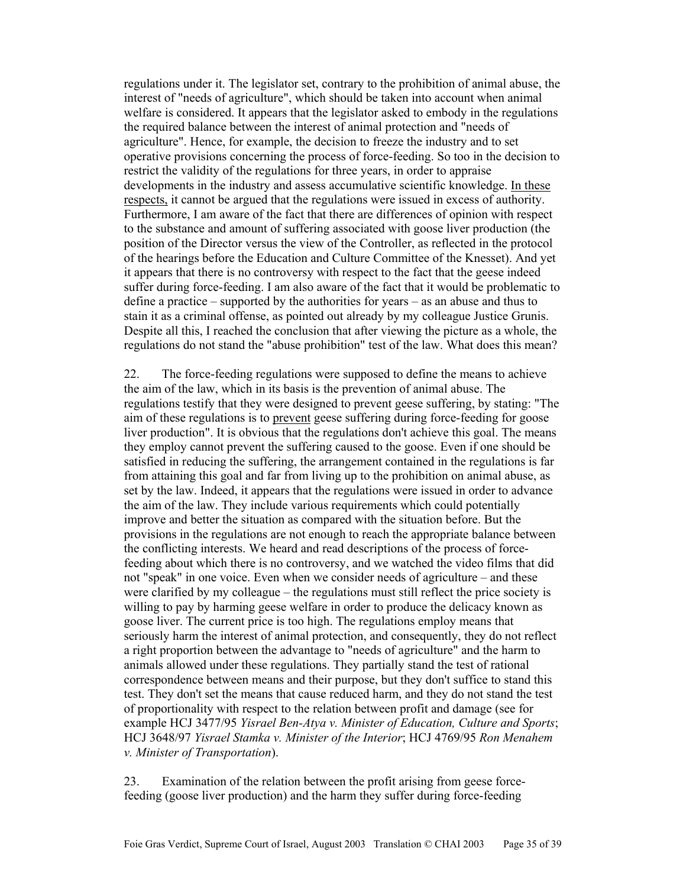regulations under it. The legislator set, contrary to the prohibition of animal abuse, the interest of "needs of agriculture", which should be taken into account when animal welfare is considered. It appears that the legislator asked to embody in the regulations the required balance between the interest of animal protection and "needs of agriculture". Hence, for example, the decision to freeze the industry and to set operative provisions concerning the process of force-feeding. So too in the decision to restrict the validity of the regulations for three years, in order to appraise developments in the industry and assess accumulative scientific knowledge. In these respects, it cannot be argued that the regulations were issued in excess of authority. Furthermore, I am aware of the fact that there are differences of opinion with respect to the substance and amount of suffering associated with goose liver production (the position of the Director versus the view of the Controller, as reflected in the protocol of the hearings before the Education and Culture Committee of the Knesset). And yet it appears that there is no controversy with respect to the fact that the geese indeed suffer during force-feeding. I am also aware of the fact that it would be problematic to define a practice – supported by the authorities for years – as an abuse and thus to stain it as a criminal offense, as pointed out already by my colleague Justice Grunis. Despite all this, I reached the conclusion that after viewing the picture as a whole, the regulations do not stand the "abuse prohibition" test of the law. What does this mean?

22. The force-feeding regulations were supposed to define the means to achieve the aim of the law, which in its basis is the prevention of animal abuse. The regulations testify that they were designed to prevent geese suffering, by stating: "The aim of these regulations is to prevent geese suffering during force-feeding for goose liver production". It is obvious that the regulations don't achieve this goal. The means they employ cannot prevent the suffering caused to the goose. Even if one should be satisfied in reducing the suffering, the arrangement contained in the regulations is far from attaining this goal and far from living up to the prohibition on animal abuse, as set by the law. Indeed, it appears that the regulations were issued in order to advance the aim of the law. They include various requirements which could potentially improve and better the situation as compared with the situation before. But the provisions in the regulations are not enough to reach the appropriate balance between the conflicting interests. We heard and read descriptions of the process of force-feeding about which there is no controversy, and we watched the video films that did not "speak" in one voice. Even when we consider needs of agriculture – and these were clarified by my colleague – the regulations must still reflect the price society is willing to pay by harming geese welfare in order to produce the delicacy known as goose liver. The current price is too high. The regulations employ means that seriously harm the interest of animal protection, and consequently, they do not reflect a right proportion between the advantage to "needs of agriculture" and the harm to animals allowed under these regulations. They partially stand the test of rational correspondence between means and their purpose, but they don't suffice to stand this test. They don't set the means that cause reduced harm, and they do not stand the test of proportionality with respect to the relation between profit and damage (see for example HCJ 3477/95 *Yisrael Ben-Atya v. Minister of Education, Culture and Sports*; HCJ 3648/97 *Yisrael Stamka v. Minister of the Interior*; HCJ 4769/95 *Ron Menahem v. Minister of Transportation*).

23. Examination of the relation between the profit arising from geese force-feeding (goose liver production) and the harm they suffer during force-feeding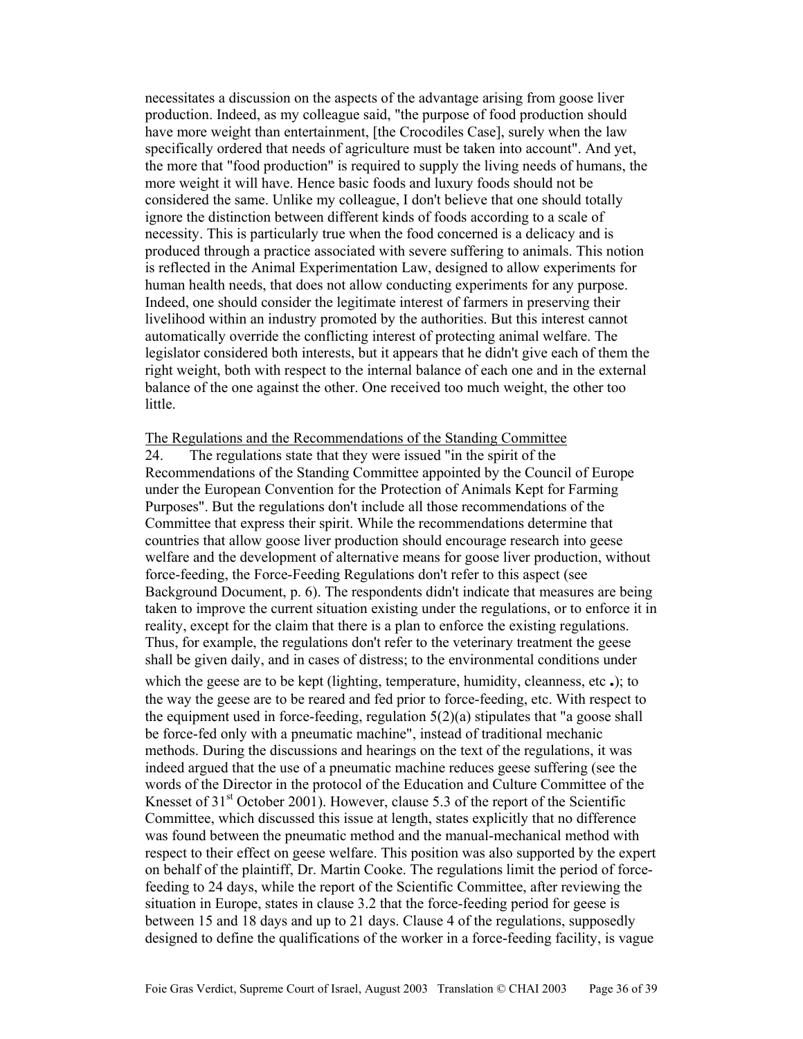necessitates a discussion on the aspects of the advantage arising from goose liver production. Indeed, as my colleague said, "the purpose of food production should have more weight than entertainment, [the Crocodiles Case], surely when the law specifically ordered that needs of agriculture must be taken into account". And yet, the more that "food production" is required to supply the living needs of humans, the more weight it will have. Hence basic foods and luxury foods should not be considered the same. Unlike my colleague, I don't believe that one should totally ignore the distinction between different kinds of foods according to a scale of necessity. This is particularly true when the food concerned is a delicacy and is produced through a practice associated with severe suffering to animals. This notion is reflected in the Animal Experimentation Law, designed to allow experiments for human health needs, that does not allow conducting experiments for any purpose. Indeed, one should consider the legitimate interest of farmers in preserving their livelihood within an industry promoted by the authorities. But this interest cannot automatically override the conflicting interest of protecting animal welfare. The legislator considered both interests, but it appears that he didn't give each of them the right weight, both with respect to the internal balance of each one and in the external balance of the one against the other. One received too much weight, the other too little.

The Regulations and the Recommendations of the Standing Committee

24. The regulations state that they were issued "in the spirit of the Recommendations of the Standing Committee appointed by the Council of Europe under the European Convention for the Protection of Animals Kept for Farming Purposes". But the regulations don't include all those recommendations of the Committee that express their spirit. While the recommendations determine that countries that allow goose liver production should encourage research into geese welfare and the development of alternative means for goose liver production, without force-feeding, the Force-Feeding Regulations don't refer to this aspect (see Background Document, p. 6). The respondents didn't indicate that measures are being taken to improve the current situation existing under the regulations, or to enforce it in reality, except for the claim that there is a plan to enforce the existing regulations. Thus, for example, the regulations don't refer to the veterinary treatment the geese shall be given daily, and in cases of distress; to the environmental conditions under which the geese are to be kept (lighting, temperature, humidity, cleanness, etc.); to the way the geese are to be reared and fed prior to force-feeding, etc. With respect to the equipment used in force-feeding, regulation 5(2)(a) stipulates that "a goose shall be force-fed only with a pneumatic machine", instead of traditional mechanic methods. During the discussions and hearings on the text of the regulations, it was indeed argued that the use of a pneumatic machine reduces geese suffering (see the words of the Director in the protocol of the Education and Culture Committee of the Knesset of 31st October 2001). However, clause 5.3 of the report of the Scientific Committee, which discussed this issue at length, states explicitly that no difference was found between the pneumatic method and the manual-mechanical method with respect to their effect on geese welfare. This position was also supported by the expert on behalf of the plaintiff, Dr. Martin Cooke. The regulations limit the period of force-feeding to 24 days, while the report of the Scientific Committee, after reviewing the situation in Europe, states in clause 3.2 that the force-feeding period for geese is between 15 and 18 days and up to 21 days. Clause 4 of the regulations, supposedly designed to define the qualifications of the worker in a force-feeding facility, is vague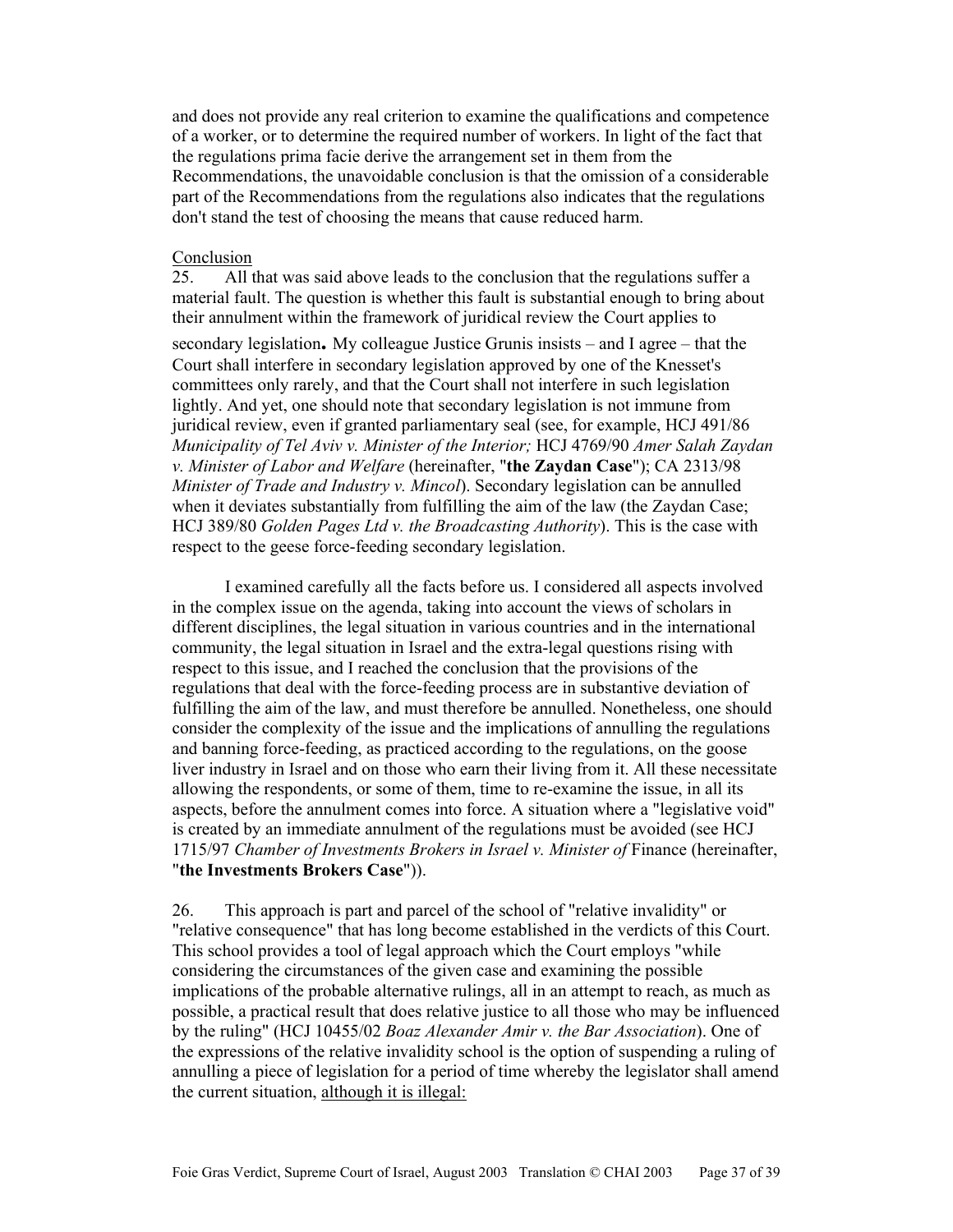and does not provide any real criterion to examine the qualifications and competence of a worker, or to determine the required number of workers. In light of the fact that the regulations prima facie derive the arrangement set in them from the Recommendations, the unavoidable conclusion is that the omission of a considerable part of the Recommendations from the regulations also indicates that the regulations don't stand the test of choosing the means that cause reduced harm.

<u>Conclusion</u>

25. All that was said above leads to the conclusion that the regulations suffer a material fault. The question is whether this fault is substantial enough to bring about their annulment within the framework of juridical review the Court applies to secondary legislation**.** My colleague Justice Grunis insists – and I agree – that the Court shall interfere in secondary legislation approved by one of the Knesset's committees only rarely, and that the Court shall not interfere in such legislation lightly. And yet, one should note that secondary legislation is not immune from juridical review, even if granted parliamentary seal (see, for example, HCJ 491/86 *Municipality of Tel Aviv v. Minister of the Interior;* HCJ 4769/90 *Amer Salah Zaydan v. Minister of Labor and Welfare* (hereinafter, "**the Zaydan Case**"); CA 2313/98 *Minister of Trade and Industry v. Mincol*). Secondary legislation can be annulled when it deviates substantially from fulfilling the aim of the law (the Zaydan Case; HCJ 389/80 *Golden Pages Ltd v. the Broadcasting Authority*). This is the case with respect to the geese force-feeding secondary legislation.

I examined carefully all the facts before us. I considered all aspects involved in the complex issue on the agenda, taking into account the views of scholars in different disciplines, the legal situation in various countries and in the international community, the legal situation in Israel and the extra-legal questions rising with respect to this issue, and I reached the conclusion that the provisions of the regulations that deal with the force-feeding process are in substantive deviation of fulfilling the aim of the law, and must therefore be annulled. Nonetheless, one should consider the complexity of the issue and the implications of annulling the regulations and banning force-feeding, as practiced according to the regulations, on the goose liver industry in Israel and on those who earn their living from it. All these necessitate allowing the respondents, or some of them, time to re-examine the issue, in all its aspects, before the annulment comes into force. A situation where a "legislative void" is created by an immediate annulment of the regulations must be avoided (see HCJ 1715/97 *Chamber of Investments Brokers in Israel v. Minister of* Finance (hereinafter, "**the Investments Brokers Case**")).

26. This approach is part and parcel of the school of "relative invalidity" or "relative consequence" that has long become established in the verdicts of this Court. This school provides a tool of legal approach which the Court employs "while considering the circumstances of the given case and examining the possible implications of the probable alternative rulings, all in an attempt to reach, as much as possible, a practical result that does relative justice to all those who may be influenced by the ruling" (HCJ 10455/02 *Boaz Alexander Amir v. the Bar Association*). One of the expressions of the relative invalidity school is the option of suspending a ruling of annulling a piece of legislation for a period of time whereby the legislator shall amend the current situation, <u>although it is illegal:</u>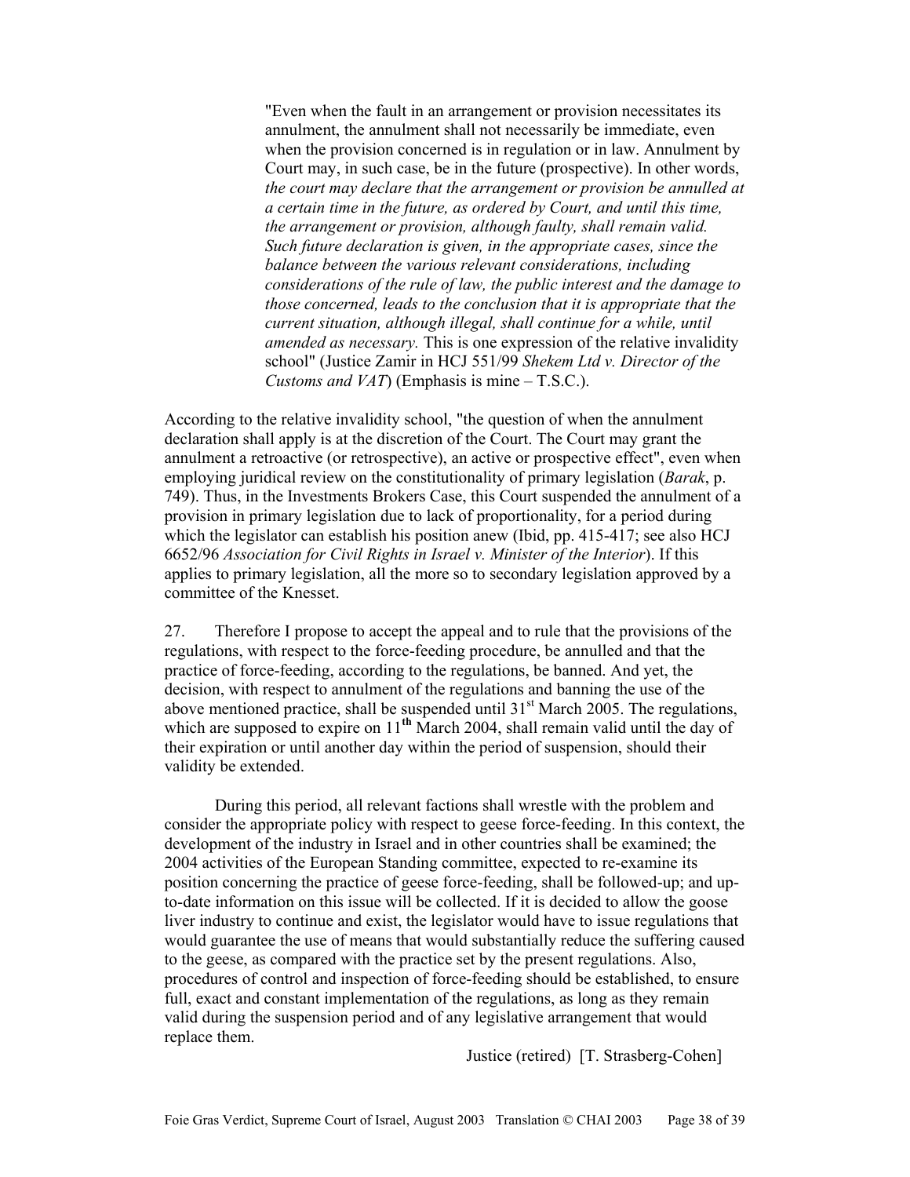> "Even when the fault in an arrangement or provision necessitates its annulment, the annulment shall not necessarily be immediate, even when the provision concerned is in regulation or in law. Annulment by Court may, in such case, be in the future (prospective). In other words, *the court may declare that the arrangement or provision be annulled at a certain time in the future, as ordered by Court, and until this time, the arrangement or provision, although faulty, shall remain valid. Such future declaration is given, in the appropriate cases, since the balance between the various relevant considerations, including considerations of the rule of law, the public interest and the damage to those concerned, leads to the conclusion that it is appropriate that the current situation, although illegal, shall continue for a while, until amended as necessary.* This is one expression of the relative invalidity school" (Justice Zamir in HCJ 551/99 *Shekem Ltd v. Director of the Customs and VAT*) (Emphasis is mine – T.S.C.).

According to the relative invalidity school, "the question of when the annulment declaration shall apply is at the discretion of the Court. The Court may grant the annulment a retroactive (or retrospective), an active or prospective effect", even when employing juridical review on the constitutionality of primary legislation (*Barak*, p. 749). Thus, in the Investments Brokers Case, this Court suspended the annulment of a provision in primary legislation due to lack of proportionality, for a period during which the legislator can establish his position anew (Ibid, pp. 415-417; see also HCJ 6652/96 *Association for Civil Rights in Israel v. Minister of the Interior*). If this applies to primary legislation, all the more so to secondary legislation approved by a committee of the Knesset.

27. Therefore I propose to accept the appeal and to rule that the provisions of the regulations, with respect to the force-feeding procedure, be annulled and that the practice of force-feeding, according to the regulations, be banned. And yet, the decision, with respect to annulment of the regulations and banning the use of the above mentioned practice, shall be suspended until 31st March 2005. The regulations, which are supposed to expire on 11**th** March 2004, shall remain valid until the day of their expiration or until another day within the period of suspension, should their validity be extended.

During this period, all relevant factions shall wrestle with the problem and consider the appropriate policy with respect to geese force-feeding. In this context, the development of the industry in Israel and in other countries shall be examined; the 2004 activities of the European Standing committee, expected to re-examine its position concerning the practice of geese force-feeding, shall be followed-up; and up-to-date information on this issue will be collected. If it is decided to allow the goose liver industry to continue and exist, the legislator would have to issue regulations that would guarantee the use of means that would substantially reduce the suffering caused to the geese, as compared with the practice set by the present regulations. Also, procedures of control and inspection of force-feeding should be established, to ensure full, exact and constant implementation of the regulations, as long as they remain valid during the suspension period and of any legislative arrangement that would replace them.

Justice (retired) [T. Strasberg-Cohen]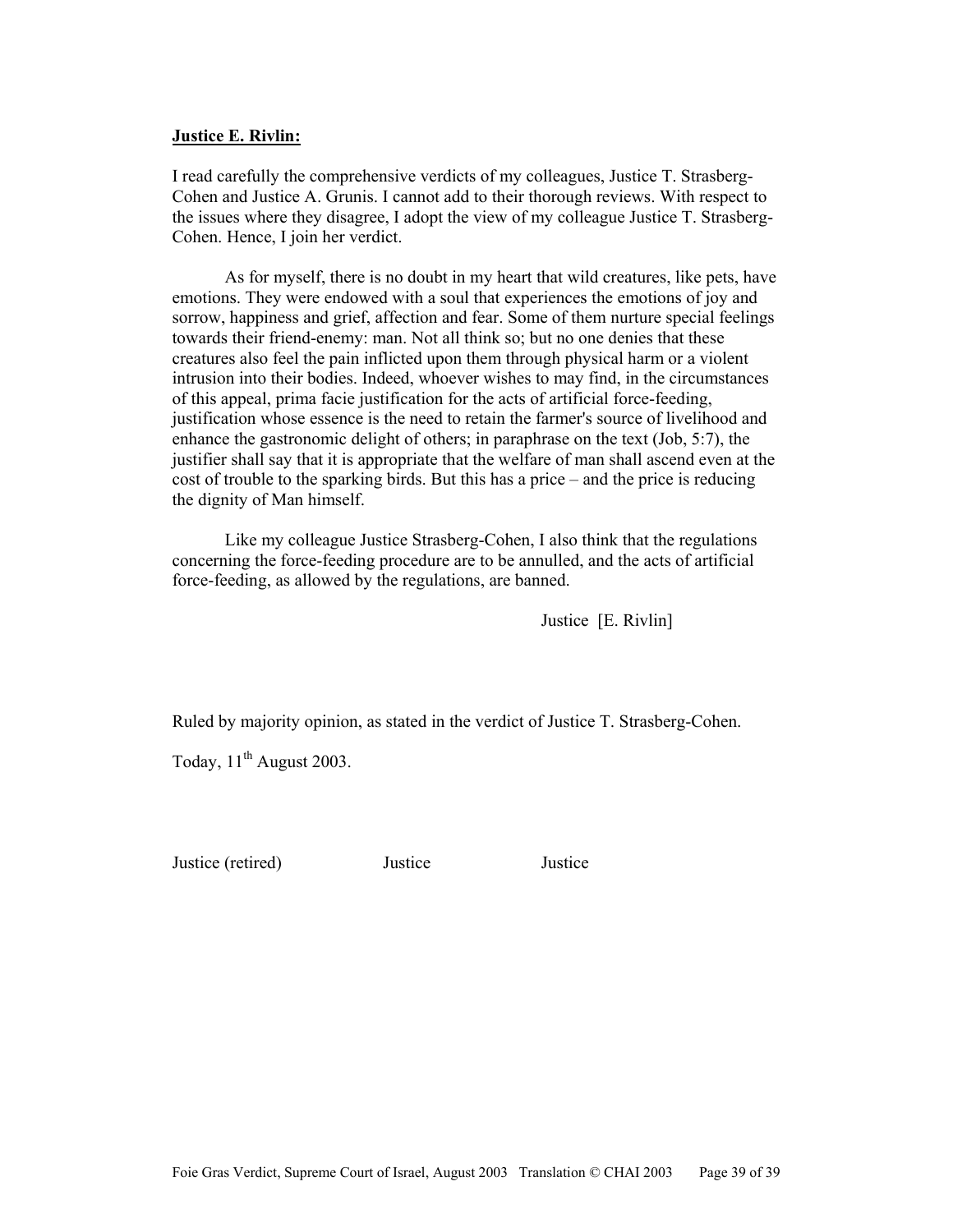**Justice E. Rivlin:**

I read carefully the comprehensive verdicts of my colleagues, Justice T. Strasberg-Cohen and Justice A. Grunis. I cannot add to their thorough reviews. With respect to the issues where they disagree, I adopt the view of my colleague Justice T. Strasberg-Cohen. Hence, I join her verdict.

As for myself, there is no doubt in my heart that wild creatures, like pets, have emotions. They were endowed with a soul that experiences the emotions of joy and sorrow, happiness and grief, affection and fear. Some of them nurture special feelings towards their friend-enemy: man. Not all think so; but no one denies that these creatures also feel the pain inflicted upon them through physical harm or a violent intrusion into their bodies. Indeed, whoever wishes to may find, in the circumstances of this appeal, prima facie justification for the acts of artificial force-feeding, justification whose essence is the need to retain the farmer's source of livelihood and enhance the gastronomic delight of others; in paraphrase on the text (Job, 5:7), the justifier shall say that it is appropriate that the welfare of man shall ascend even at the cost of trouble to the sparking birds. But this has a price – and the price is reducing the dignity of Man himself.

Like my colleague Justice Strasberg-Cohen, I also think that the regulations concerning the force-feeding procedure are to be annulled, and the acts of artificial force-feeding, as allowed by the regulations, are banned.

Justice [E. Rivlin]

Ruled by majority opinion, as stated in the verdict of Justice T. Strasberg-Cohen.

Today, 11th August 2003.

Justice (retired) Justice Justice